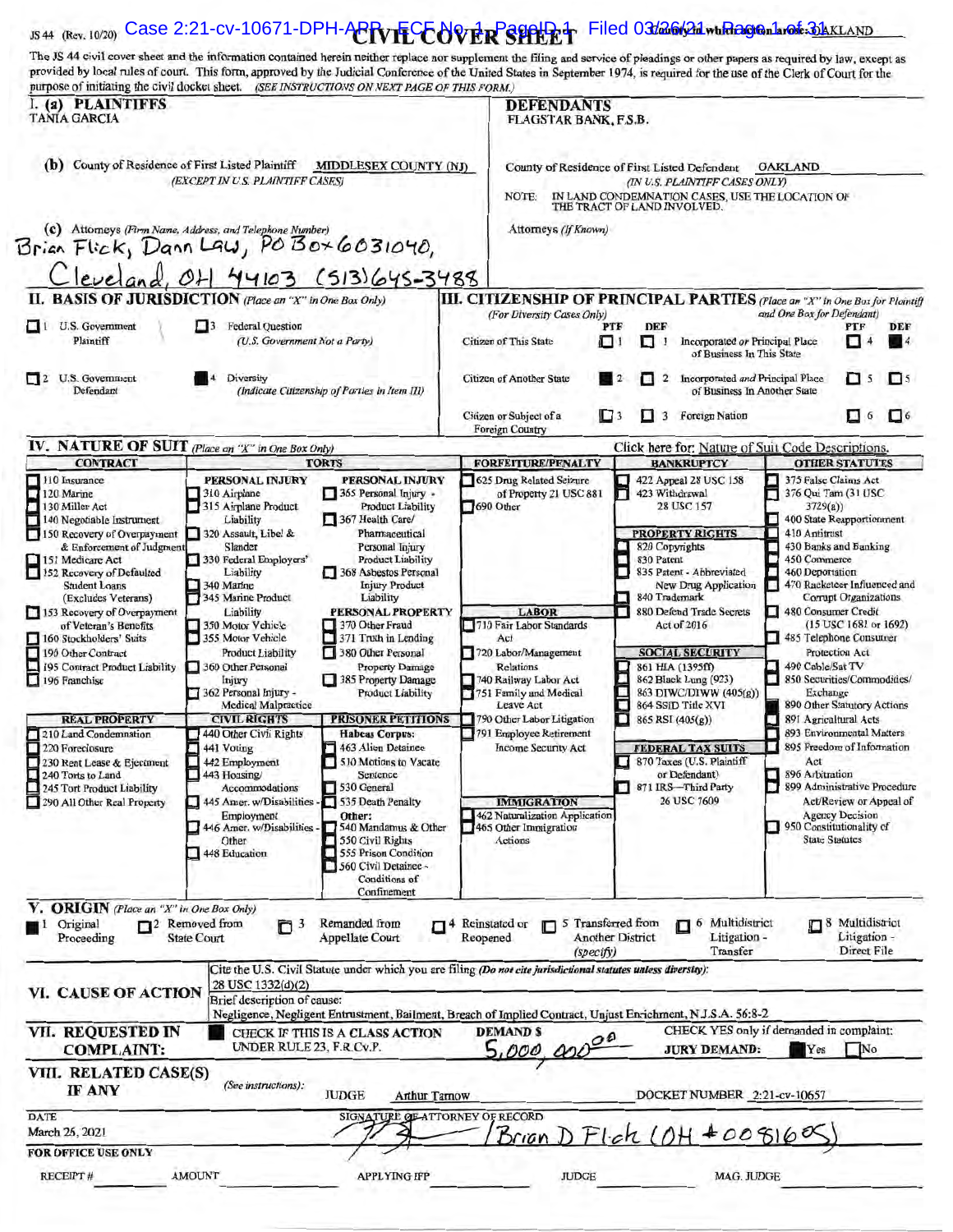JS 44 (Rev. 10/20) **CIVIL COVER SHEET** County in which action arose: OAKLAND

The JS 44 civil cover sheet and the information contained herein neither replace nor supplement the filing and service of pleadings or other papers as required by law, except as provided by local rules of court. This form, approved by the Judicial Conference of the United States in September 1974, is required for the use of the Clerk of Court for the purpose of initiating the civil docket sheet. *(SEE INSTRUCTIONS ON NEXT PAGE OF THIS FORM.)*

## I. (a) PLAINTIFFS

TANIA GARCIA

## DEFENDANTS

FLAGSTAR BANK, F.S.B.

**(b)** County of Residence of First Listed Plaintiff: MIDDLESEX COUNTY (NJ)
*(EXCEPT IN U.S. PLAINTIFF CASES)*

County of Residence of First Listed Defendant: OAKLAND
*(IN U.S. PLAINTIFF CASES ONLY)*

NOTE: IN LAND CONDEMNATION CASES, USE THE LOCATION OF THE TRACT OF LAND INVOLVED.

**(c)** Attorneys *(Firm Name, Address, and Telephone Number)*
Brian Flick, Dann Law, PO Box 6031040, Cleveland, OH 44103 (513)645-3488

Attorneys *(If Known)*

## II. BASIS OF JURISDICTION *(Place an "X" in One Box Only)*

- ☐ 1 U.S. Government Plaintiff
- ☐ 3 Federal Question (U.S. Government Not a Party)
- ☐ 2 U.S. Government Defendant
- ■ 4 Diversity (Indicate Citizenship of Parties in Item III)

## III. CITIZENSHIP OF PRINCIPAL PARTIES *(Place an "X" in One Box for Plaintiff and One Box for Defendant)* (For Diversity Cases Only)

| | PTF | DEF | | PTF | DEF |
|---|---|---|---|---|---|
| Citizen of This State | ☐ 1 | ☐ 1 | Incorporated *or* Principal Place of Business In This State | ☐ 4 | ■ 4 |
| Citizen of Another State | ■ 2 | ☐ 2 | Incorporated *and* Principal Place of Business In Another State | ☐ 5 | ☐ 5 |
| Citizen or Subject of a Foreign Country | ☐ 3 | ☐ 3 | Foreign Nation | ☐ 6 | ☐ 6 |

## IV. NATURE OF SUIT *(Place an "X" in One Box Only)*

Click here for: Nature of Suit Code Descriptions.

| CONTRACT | TORTS | | FORFEITURE/PENALTY | BANKRUPTCY | OTHER STATUTES |
|---|---|---|---|---|---|
| 110 Insurance | PERSONAL INJURY | PERSONAL INJURY | 625 Drug Related Seizure of Property 21 USC 881 | 422 Appeal 28 USC 158 | 375 False Claims Act |
| 120 Marine | 310 Airplane | 365 Personal Injury - Product Liability | 690 Other | 423 Withdrawal 28 USC 157 | 376 Qui Tam (31 USC 3729(a)) |
| 130 Miller Act | 315 Airplane Product Liability | 367 Health Care/ Pharmaceutical Personal Injury Product Liability | | PROPERTY RIGHTS | 400 State Reapportionment |
| 140 Negotiable Instrument | 320 Assault, Libel & Slander | 368 Asbestos Personal Injury Product Liability | | 820 Copyrights | 410 Antitrust |
| 150 Recovery of Overpayment & Enforcement of Judgment | 330 Federal Employers' Liability | PERSONAL PROPERTY | | 830 Patent | 430 Banks and Banking |
| 151 Medicare Act | 340 Marine | 370 Other Fraud | | 835 Patent - Abbreviated New Drug Application | 450 Commerce |
| 152 Recovery of Defaulted Student Loans (Excludes Veterans) | 345 Marine Product Liability | 371 Truth in Lending | LABOR | 840 Trademark | 460 Deportation |
| 153 Recovery of Overpayment of Veteran's Benefits | 350 Motor Vehicle | 380 Other Personal Property Damage | 710 Fair Labor Standards Act | 880 Defend Trade Secrets Act of 2016 | 470 Racketeer Influenced and Corrupt Organizations |
| 160 Stockholders' Suits | 355 Motor Vehicle Product Liability | 385 Property Damage Product Liability | 720 Labor/Management Relations | SOCIAL SECURITY | 480 Consumer Credit (15 USC 1681 or 1692) |
| 190 Other Contract | 360 Other Personal Injury | | 740 Railway Labor Act | 861 HIA (1395ff) | 485 Telephone Consumer Protection Act |
| 195 Contract Product Liability | 362 Personal Injury - Medical Malpractice | | 751 Family and Medical Leave Act | 862 Black Lung (923) | 490 Cable/Sat TV |
| 196 Franchise | | | 790 Other Labor Litigation | 863 DIWC/DIWW (405(g)) | 850 Securities/Commodities/ Exchange |
| REAL PROPERTY | CIVIL RIGHTS | PRISONER PETITIONS | 791 Employee Retirement Income Security Act | 864 SSID Title XVI | 890 Other Statutory Actions |
| 210 Land Condemnation | 440 Other Civil Rights | Habeas Corpus: | | 865 RSI (405(g)) | 891 Agricultural Acts |
| 220 Foreclosure | 441 Voting | 463 Alien Detainee | | FEDERAL TAX SUITS | 893 Environmental Matters |
| 230 Rent Lease & Ejectment | 442 Employment | 510 Motions to Vacate Sentence | | 870 Taxes (U.S. Plaintiff or Defendant) | 895 Freedom of Information Act |
| 240 Torts to Land | 443 Housing/ Accommodations | 530 General | | 871 IRS—Third Party 26 USC 7609 | 896 Arbitration |
| 245 Tort Product Liability | 445 Amer. w/Disabilities - Employment | 535 Death Penalty | IMMIGRATION | | 899 Administrative Procedure Act/Review or Appeal of Agency Decision |
| 290 All Other Real Property | 446 Amer. w/Disabilities - Other | Other: | 462 Naturalization Application | | 950 Constitutionality of State Statutes |
| | 448 Education | 540 Mandamus & Other | 465 Other Immigration Actions | | |
| | | 550 Civil Rights | | | |
| | | 555 Prison Condition | | | |
| | | 560 Civil Detainee - Conditions of Confinement | | | |

## V. ORIGIN *(Place an "X" in One Box Only)*

- ■ 1 Original Proceeding
- ☐ 2 Removed from State Court
- ☐ 3 Remanded from Appellate Court
- ☐ 4 Reinstated or Reopened
- ☐ 5 Transferred from Another District *(specify)*
- ☐ 6 Multidistrict Litigation - Transfer
- ☐ 8 Multidistrict Litigation - Direct File

## VI. CAUSE OF ACTION

Cite the U.S. Civil Statute under which you are filing *(Do not cite jurisdictional statutes unless diversity)*:
28 USC 1332(d)(2)

Brief description of cause:
Negligence, Negligent Entrustment, Bailment, Breach of Implied Contract, Unjust Enrichment, N.J.S.A. 56:8-2

## VII. REQUESTED IN COMPLAINT:

■ CHECK IF THIS IS A CLASS ACTION UNDER RULE 23, F.R.Cv.P.

DEMAND $ 5,000,000.00

CHECK YES only if demanded in complaint: JURY DEMAND: ■ Yes ☐ No

## VIII. RELATED CASE(S) IF ANY

*(See instructions)*: JUDGE Arthur Tarnow DOCKET NUMBER 2:21-cv-10657

DATE: March 25, 2021

SIGNATURE OF ATTORNEY OF RECORD: /Brian D Flick (OH #0081605)

**FOR OFFICE USE ONLY**

RECEIPT # | AMOUNT | APPLYING IFP | JUDGE | MAG. JUDGE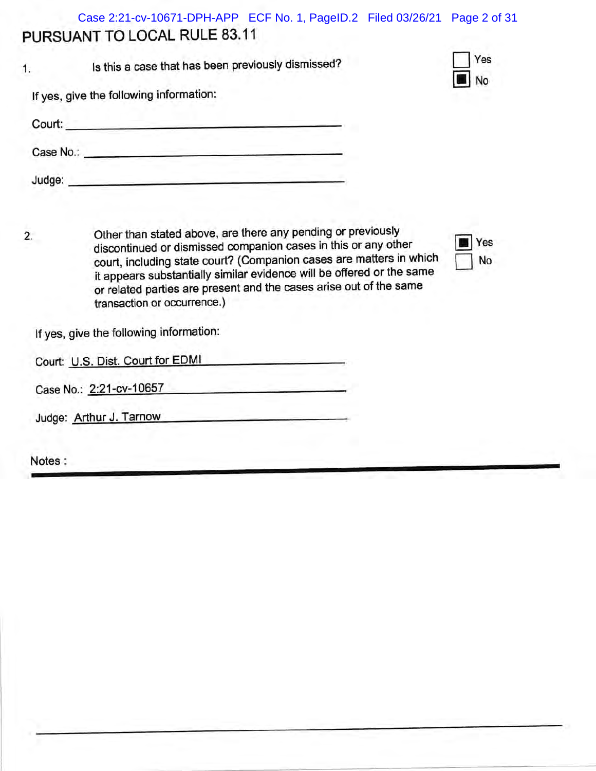# PURSUANT TO LOCAL RULE 83.11

1. Is this a case that has been previously dismissed?

☐ Yes
☒ No

If yes, give the following information:

Court: \_\_\_\_\_\_\_\_\_\_\_\_\_\_\_\_\_\_\_\_\_\_\_\_

Case No.: \_\_\_\_\_\_\_\_\_\_\_\_\_\_\_\_\_\_\_\_\_\_\_\_

Judge: \_\_\_\_\_\_\_\_\_\_\_\_\_\_\_\_\_\_\_\_\_\_\_\_

2. Other than stated above, are there any pending or previously discontinued or dismissed companion cases in this or any other court, including state court? (Companion cases are matters in which it appears substantially similar evidence will be offered or the same or related parties are present and the cases arise out of the same transaction or occurrence.)

☒ Yes
☐ No

If yes, give the following information:

Court: U.S. Dist. Court for EDMI

Case No.: 2:21-cv-10657

Judge: Arthur J. Tarnow

Notes :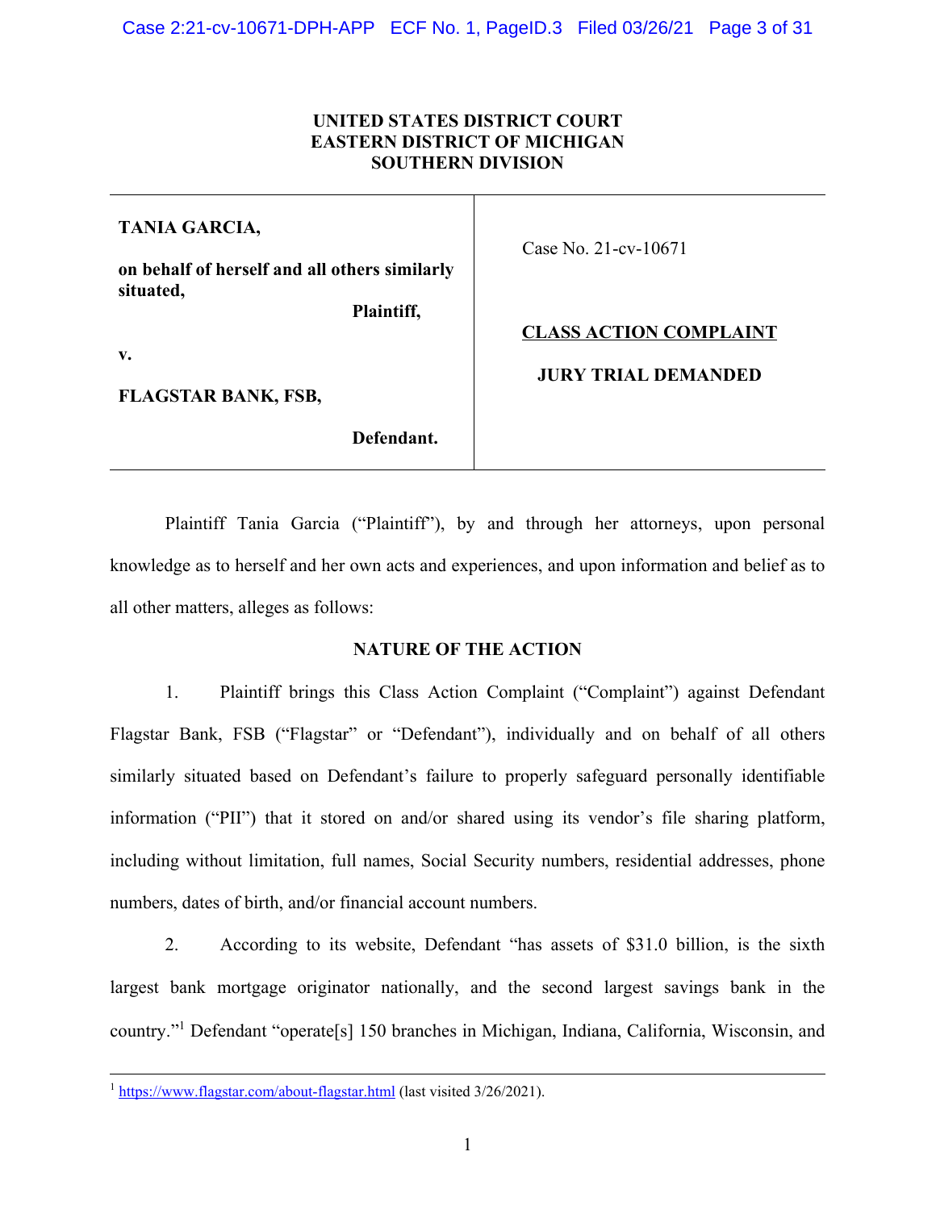**UNITED STATES DISTRICT COURT**
**EASTERN DISTRICT OF MICHIGAN**
**SOUTHERN DIVISION**

| | |
|---|---|
| **TANIA GARCIA,**<br><br>**on behalf of herself and all others similarly situated,**<br><br>**Plaintiff,**<br><br>**v.**<br><br>**FLAGSTAR BANK, FSB,**<br><br>**Defendant.** | Case No. 21-cv-10671<br><br><u>**CLASS ACTION COMPLAINT**</u><br><br>**JURY TRIAL DEMANDED** |

Plaintiff Tania Garcia ("Plaintiff"), by and through her attorneys, upon personal knowledge as to herself and her own acts and experiences, and upon information and belief as to all other matters, alleges as follows:

## NATURE OF THE ACTION

1. Plaintiff brings this Class Action Complaint ("Complaint") against Defendant Flagstar Bank, FSB ("Flagstar" or "Defendant"), individually and on behalf of all others similarly situated based on Defendant's failure to properly safeguard personally identifiable information ("PII") that it stored on and/or shared using its vendor's file sharing platform, including without limitation, full names, Social Security numbers, residential addresses, phone numbers, dates of birth, and/or financial account numbers.

2. According to its website, Defendant "has assets of $31.0 billion, is the sixth largest bank mortgage originator nationally, and the second largest savings bank in the country."[1] Defendant "operate[s] 150 branches in Michigan, Indiana, California, Wisconsin, and

---

[1] https://www.flagstar.com/about-flagstar.html (last visited 3/26/2021).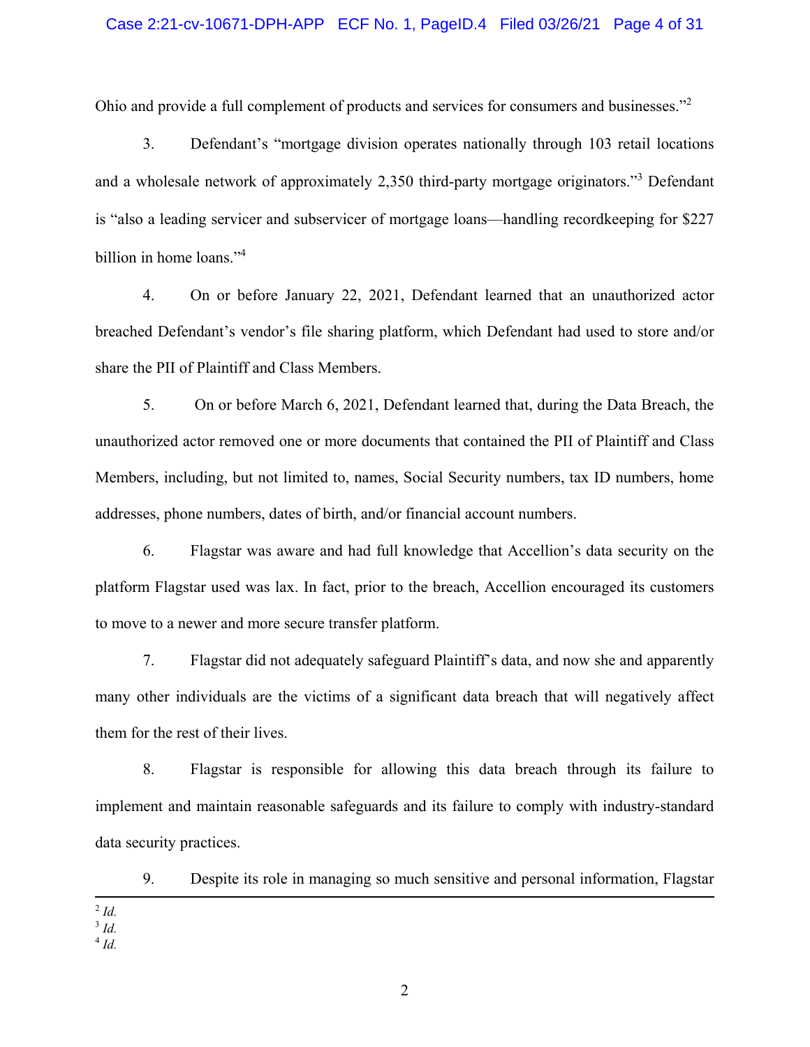Ohio and provide a full complement of products and services for consumers and businesses."[2]

3. Defendant's "mortgage division operates nationally through 103 retail locations and a wholesale network of approximately 2,350 third-party mortgage originators."[3] Defendant is "also a leading servicer and subservicer of mortgage loans—handling recordkeeping for $227 billion in home loans."[4]

4. On or before January 22, 2021, Defendant learned that an unauthorized actor breached Defendant's vendor's file sharing platform, which Defendant had used to store and/or share the PII of Plaintiff and Class Members.

5. On or before March 6, 2021, Defendant learned that, during the Data Breach, the unauthorized actor removed one or more documents that contained the PII of Plaintiff and Class Members, including, but not limited to, names, Social Security numbers, tax ID numbers, home addresses, phone numbers, dates of birth, and/or financial account numbers.

6. Flagstar was aware and had full knowledge that Accellion's data security on the platform Flagstar used was lax. In fact, prior to the breach, Accellion encouraged its customers to move to a newer and more secure transfer platform.

7. Flagstar did not adequately safeguard Plaintiff's data, and now she and apparently many other individuals are the victims of a significant data breach that will negatively affect them for the rest of their lives.

8. Flagstar is responsible for allowing this data breach through its failure to implement and maintain reasonable safeguards and its failure to comply with industry-standard data security practices.

9. Despite its role in managing so much sensitive and personal information, Flagstar

---

[2] *Id.*

[3] *Id.*

[4] *Id.*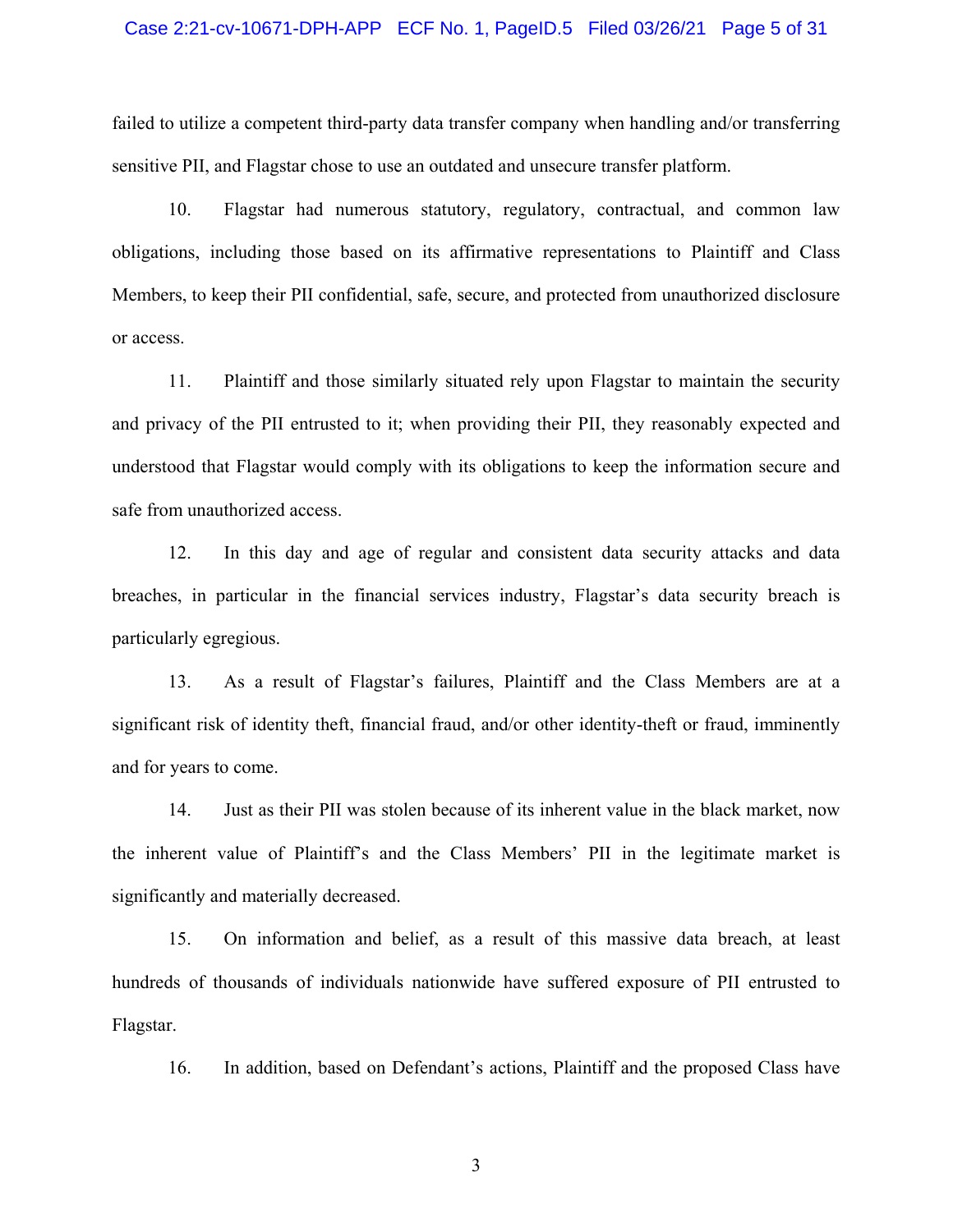failed to utilize a competent third-party data transfer company when handling and/or transferring sensitive PII, and Flagstar chose to use an outdated and unsecure transfer platform.

10. Flagstar had numerous statutory, regulatory, contractual, and common law obligations, including those based on its affirmative representations to Plaintiff and Class Members, to keep their PII confidential, safe, secure, and protected from unauthorized disclosure or access.

11. Plaintiff and those similarly situated rely upon Flagstar to maintain the security and privacy of the PII entrusted to it; when providing their PII, they reasonably expected and understood that Flagstar would comply with its obligations to keep the information secure and safe from unauthorized access.

12. In this day and age of regular and consistent data security attacks and data breaches, in particular in the financial services industry, Flagstar's data security breach is particularly egregious.

13. As a result of Flagstar's failures, Plaintiff and the Class Members are at a significant risk of identity theft, financial fraud, and/or other identity-theft or fraud, imminently and for years to come.

14. Just as their PII was stolen because of its inherent value in the black market, now the inherent value of Plaintiff's and the Class Members' PII in the legitimate market is significantly and materially decreased.

15. On information and belief, as a result of this massive data breach, at least hundreds of thousands of individuals nationwide have suffered exposure of PII entrusted to Flagstar.

16. In addition, based on Defendant's actions, Plaintiff and the proposed Class have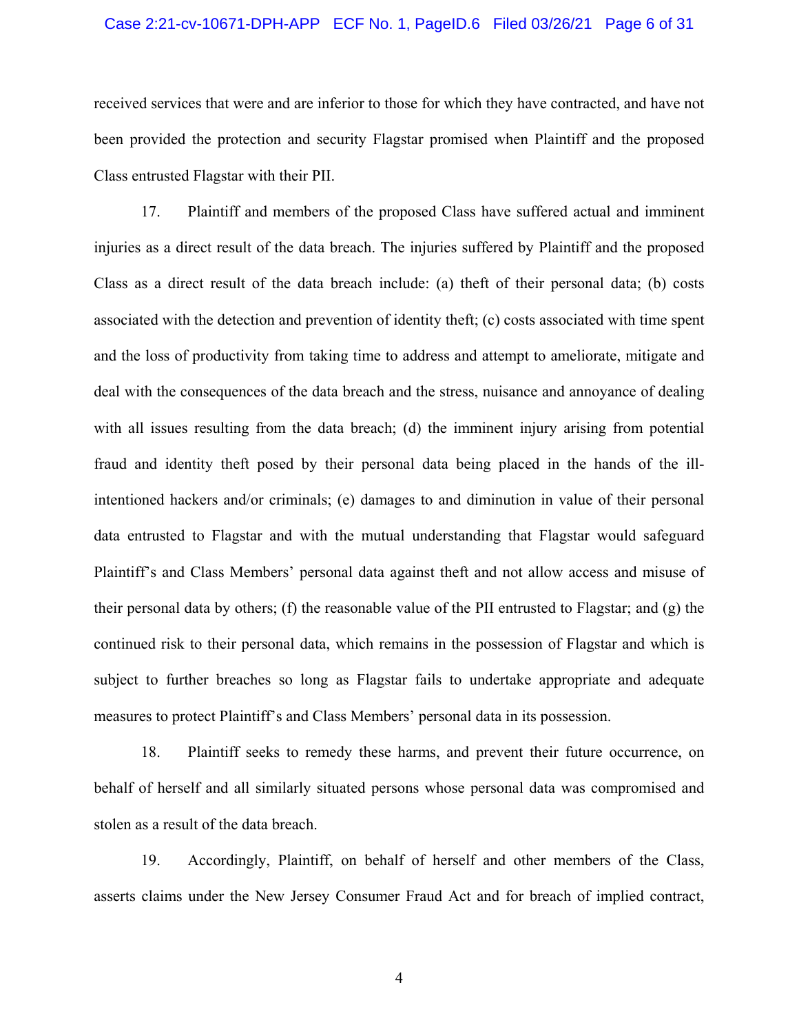received services that were and are inferior to those for which they have contracted, and have not been provided the protection and security Flagstar promised when Plaintiff and the proposed Class entrusted Flagstar with their PII.

17. Plaintiff and members of the proposed Class have suffered actual and imminent injuries as a direct result of the data breach. The injuries suffered by Plaintiff and the proposed Class as a direct result of the data breach include: (a) theft of their personal data; (b) costs associated with the detection and prevention of identity theft; (c) costs associated with time spent and the loss of productivity from taking time to address and attempt to ameliorate, mitigate and deal with the consequences of the data breach and the stress, nuisance and annoyance of dealing with all issues resulting from the data breach; (d) the imminent injury arising from potential fraud and identity theft posed by their personal data being placed in the hands of the ill-intentioned hackers and/or criminals; (e) damages to and diminution in value of their personal data entrusted to Flagstar and with the mutual understanding that Flagstar would safeguard Plaintiff's and Class Members' personal data against theft and not allow access and misuse of their personal data by others; (f) the reasonable value of the PII entrusted to Flagstar; and (g) the continued risk to their personal data, which remains in the possession of Flagstar and which is subject to further breaches so long as Flagstar fails to undertake appropriate and adequate measures to protect Plaintiff's and Class Members' personal data in its possession.

18. Plaintiff seeks to remedy these harms, and prevent their future occurrence, on behalf of herself and all similarly situated persons whose personal data was compromised and stolen as a result of the data breach.

19. Accordingly, Plaintiff, on behalf of herself and other members of the Class, asserts claims under the New Jersey Consumer Fraud Act and for breach of implied contract,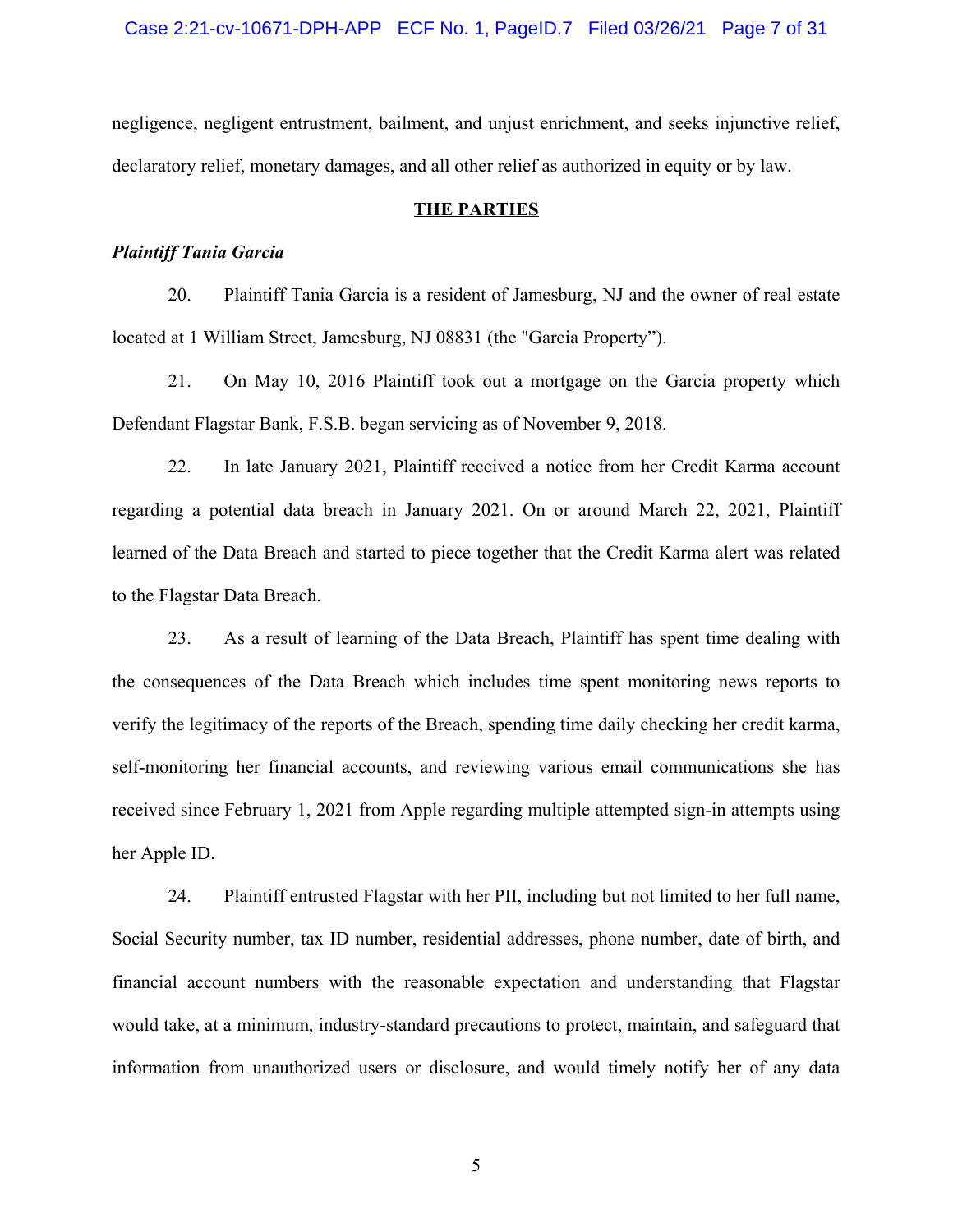negligence, negligent entrustment, bailment, and unjust enrichment, and seeks injunctive relief, declaratory relief, monetary damages, and all other relief as authorized in equity or by law.

## THE PARTIES

***Plaintiff Tania Garcia***

20. Plaintiff Tania Garcia is a resident of Jamesburg, NJ and the owner of real estate located at 1 William Street, Jamesburg, NJ 08831 (the "Garcia Property").

21. On May 10, 2016 Plaintiff took out a mortgage on the Garcia property which Defendant Flagstar Bank, F.S.B. began servicing as of November 9, 2018.

22. In late January 2021, Plaintiff received a notice from her Credit Karma account regarding a potential data breach in January 2021. On or around March 22, 2021, Plaintiff learned of the Data Breach and started to piece together that the Credit Karma alert was related to the Flagstar Data Breach.

23. As a result of learning of the Data Breach, Plaintiff has spent time dealing with the consequences of the Data Breach which includes time spent monitoring news reports to verify the legitimacy of the reports of the Breach, spending time daily checking her credit karma, self-monitoring her financial accounts, and reviewing various email communications she has received since February 1, 2021 from Apple regarding multiple attempted sign-in attempts using her Apple ID.

24. Plaintiff entrusted Flagstar with her PII, including but not limited to her full name, Social Security number, tax ID number, residential addresses, phone number, date of birth, and financial account numbers with the reasonable expectation and understanding that Flagstar would take, at a minimum, industry-standard precautions to protect, maintain, and safeguard that information from unauthorized users or disclosure, and would timely notify her of any data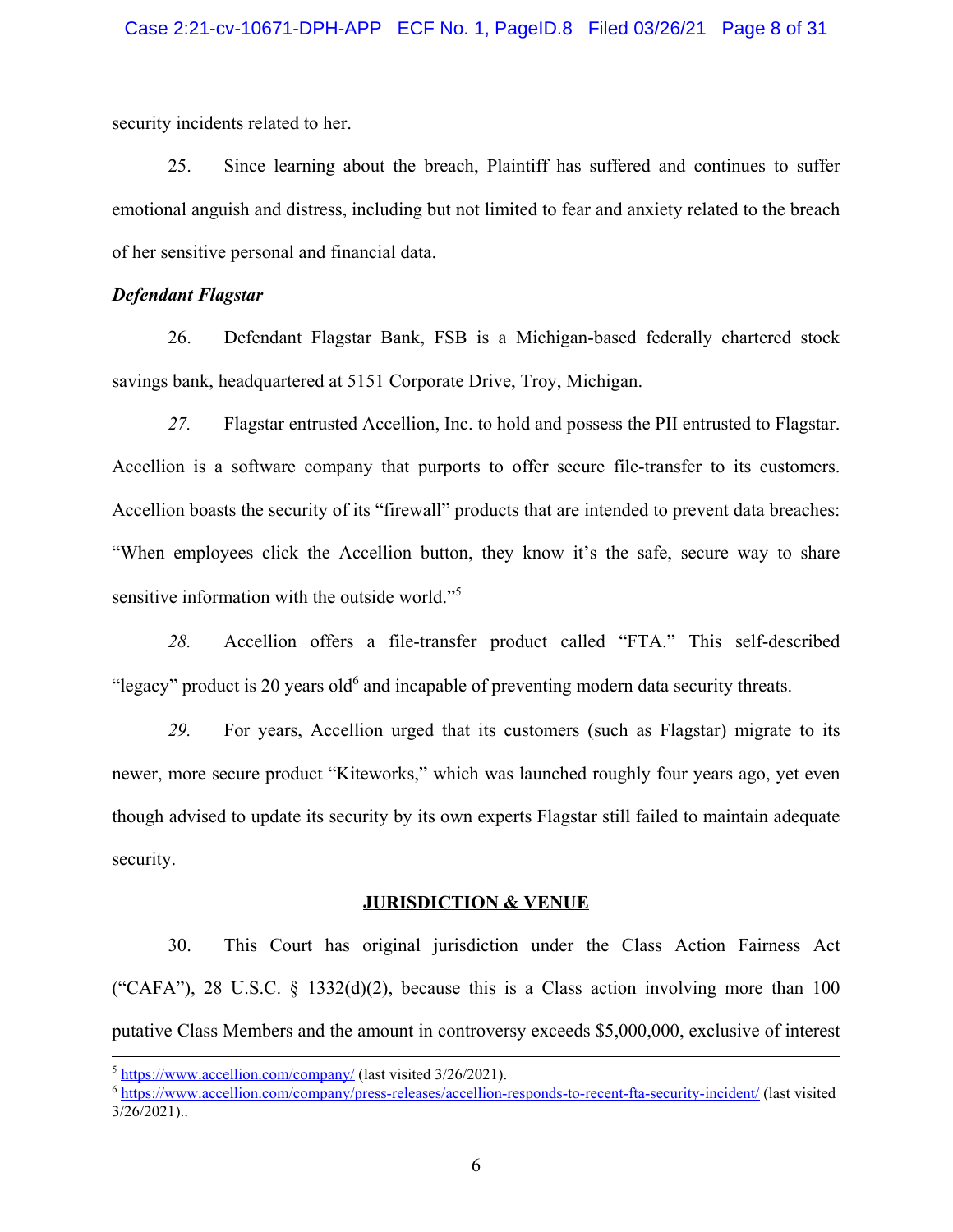security incidents related to her.

25. Since learning about the breach, Plaintiff has suffered and continues to suffer emotional anguish and distress, including but not limited to fear and anxiety related to the breach of her sensitive personal and financial data.

***Defendant Flagstar***

26. Defendant Flagstar Bank, FSB is a Michigan-based federally chartered stock savings bank, headquartered at 5151 Corporate Drive, Troy, Michigan.

*27.* Flagstar entrusted Accellion, Inc. to hold and possess the PII entrusted to Flagstar. Accellion is a software company that purports to offer secure file-transfer to its customers. Accellion boasts the security of its "firewall" products that are intended to prevent data breaches: "When employees click the Accellion button, they know it's the safe, secure way to share sensitive information with the outside world."[5]

*28.* Accellion offers a file-transfer product called "FTA." This self-described "legacy" product is 20 years old[6] and incapable of preventing modern data security threats.

*29.* For years, Accellion urged that its customers (such as Flagstar) migrate to its newer, more secure product "Kiteworks," which was launched roughly four years ago, yet even though advised to update its security by its own experts Flagstar still failed to maintain adequate security.

## JURISDICTION & VENUE

30. This Court has original jurisdiction under the Class Action Fairness Act ("CAFA"), 28 U.S.C. § 1332(d)(2), because this is a Class action involving more than 100 putative Class Members and the amount in controversy exceeds $5,000,000, exclusive of interest

---

[5] https://www.accellion.com/company/ (last visited 3/26/2021).

[6] https://www.accellion.com/company/press-releases/accellion-responds-to-recent-fta-security-incident/ (last visited 3/26/2021)..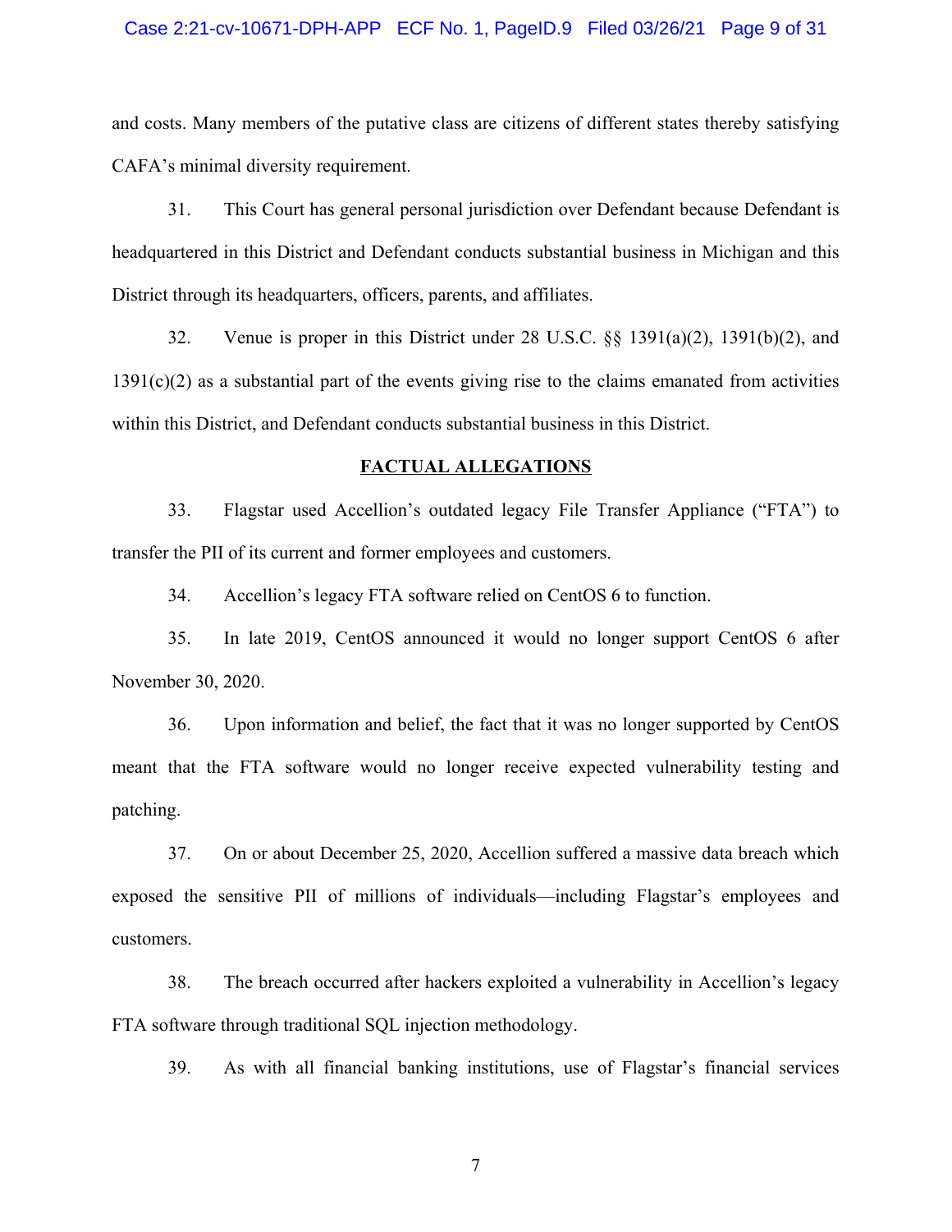and costs. Many members of the putative class are citizens of different states thereby satisfying CAFA's minimal diversity requirement.

31. This Court has general personal jurisdiction over Defendant because Defendant is headquartered in this District and Defendant conducts substantial business in Michigan and this District through its headquarters, officers, parents, and affiliates.

32. Venue is proper in this District under 28 U.S.C. §§ 1391(a)(2), 1391(b)(2), and 1391(c)(2) as a substantial part of the events giving rise to the claims emanated from activities within this District, and Defendant conducts substantial business in this District.

## FACTUAL ALLEGATIONS

33. Flagstar used Accellion's outdated legacy File Transfer Appliance ("FTA") to transfer the PII of its current and former employees and customers.

34. Accellion's legacy FTA software relied on CentOS 6 to function.

35. In late 2019, CentOS announced it would no longer support CentOS 6 after November 30, 2020.

36. Upon information and belief, the fact that it was no longer supported by CentOS meant that the FTA software would no longer receive expected vulnerability testing and patching.

37. On or about December 25, 2020, Accellion suffered a massive data breach which exposed the sensitive PII of millions of individuals—including Flagstar's employees and customers.

38. The breach occurred after hackers exploited a vulnerability in Accellion's legacy FTA software through traditional SQL injection methodology.

39. As with all financial banking institutions, use of Flagstar's financial services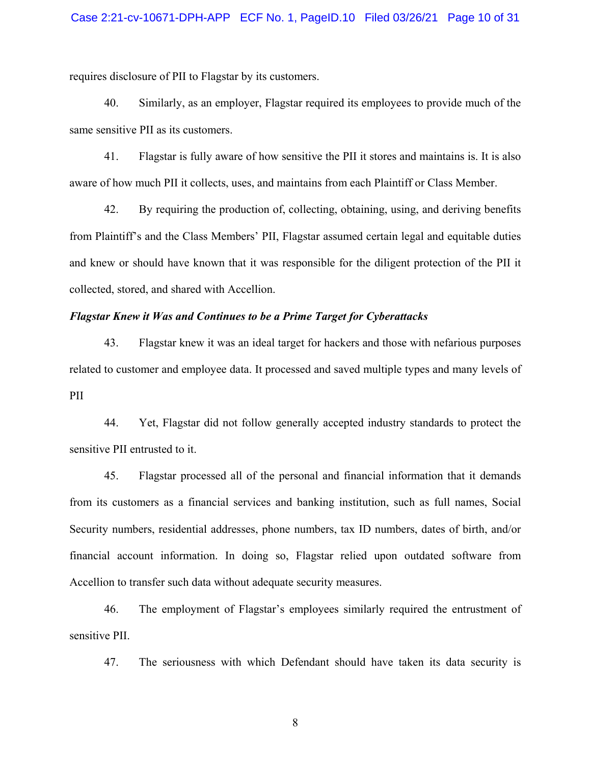requires disclosure of PII to Flagstar by its customers.

40. Similarly, as an employer, Flagstar required its employees to provide much of the same sensitive PII as its customers.

41. Flagstar is fully aware of how sensitive the PII it stores and maintains is. It is also aware of how much PII it collects, uses, and maintains from each Plaintiff or Class Member.

42. By requiring the production of, collecting, obtaining, using, and deriving benefits from Plaintiff's and the Class Members' PII, Flagstar assumed certain legal and equitable duties and knew or should have known that it was responsible for the diligent protection of the PII it collected, stored, and shared with Accellion.

***Flagstar Knew it Was and Continues to be a Prime Target for Cyberattacks***

43. Flagstar knew it was an ideal target for hackers and those with nefarious purposes related to customer and employee data. It processed and saved multiple types and many levels of PII

44. Yet, Flagstar did not follow generally accepted industry standards to protect the sensitive PII entrusted to it.

45. Flagstar processed all of the personal and financial information that it demands from its customers as a financial services and banking institution, such as full names, Social Security numbers, residential addresses, phone numbers, tax ID numbers, dates of birth, and/or financial account information. In doing so, Flagstar relied upon outdated software from Accellion to transfer such data without adequate security measures.

46. The employment of Flagstar's employees similarly required the entrustment of sensitive PII.

47. The seriousness with which Defendant should have taken its data security is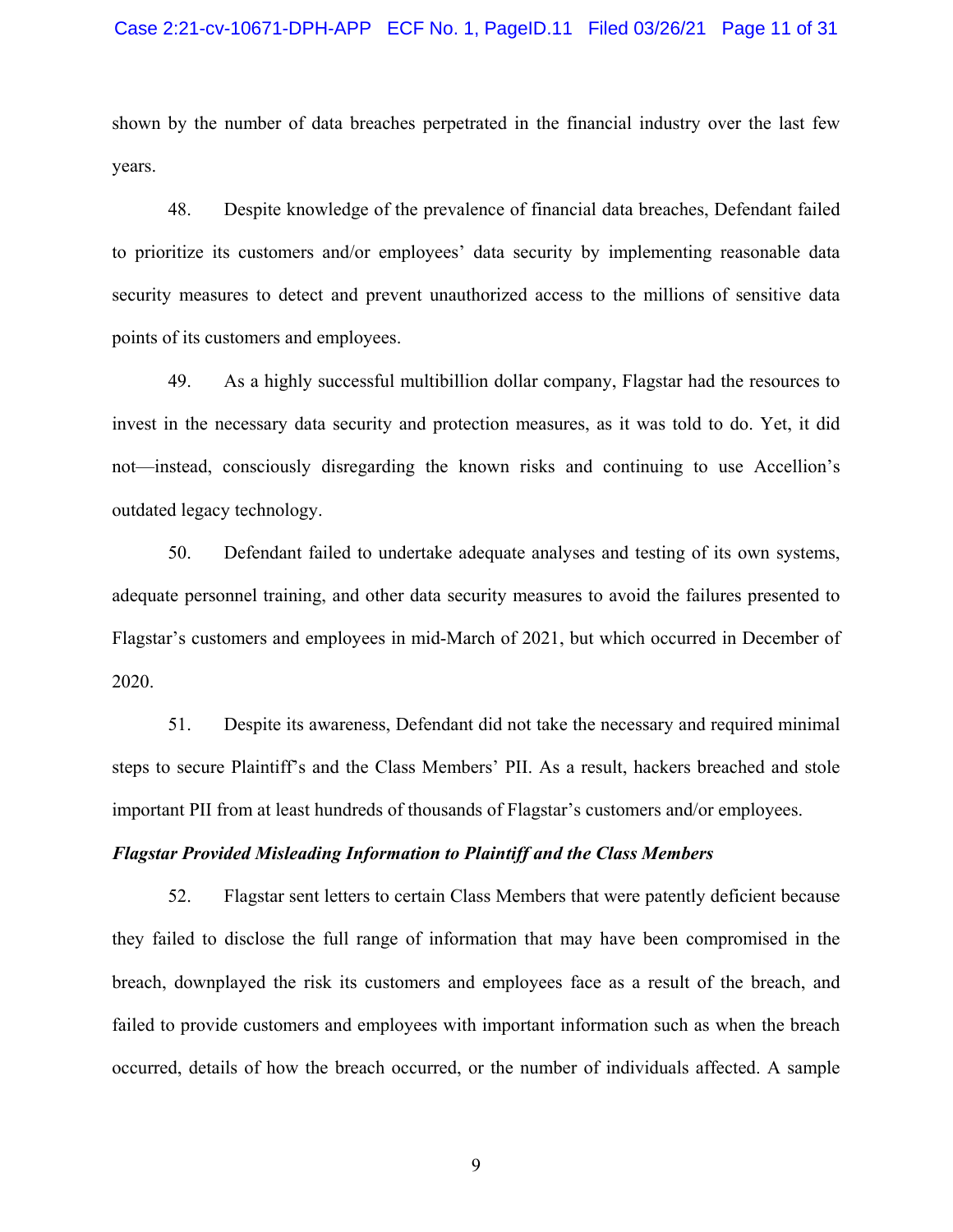shown by the number of data breaches perpetrated in the financial industry over the last few years.

48. Despite knowledge of the prevalence of financial data breaches, Defendant failed to prioritize its customers and/or employees' data security by implementing reasonable data security measures to detect and prevent unauthorized access to the millions of sensitive data points of its customers and employees.

49. As a highly successful multibillion dollar company, Flagstar had the resources to invest in the necessary data security and protection measures, as it was told to do. Yet, it did not—instead, consciously disregarding the known risks and continuing to use Accellion's outdated legacy technology.

50. Defendant failed to undertake adequate analyses and testing of its own systems, adequate personnel training, and other data security measures to avoid the failures presented to Flagstar's customers and employees in mid-March of 2021, but which occurred in December of 2020.

51. Despite its awareness, Defendant did not take the necessary and required minimal steps to secure Plaintiff's and the Class Members' PII. As a result, hackers breached and stole important PII from at least hundreds of thousands of Flagstar's customers and/or employees.

***Flagstar Provided Misleading Information to Plaintiff and the Class Members***

52. Flagstar sent letters to certain Class Members that were patently deficient because they failed to disclose the full range of information that may have been compromised in the breach, downplayed the risk its customers and employees face as a result of the breach, and failed to provide customers and employees with important information such as when the breach occurred, details of how the breach occurred, or the number of individuals affected. A sample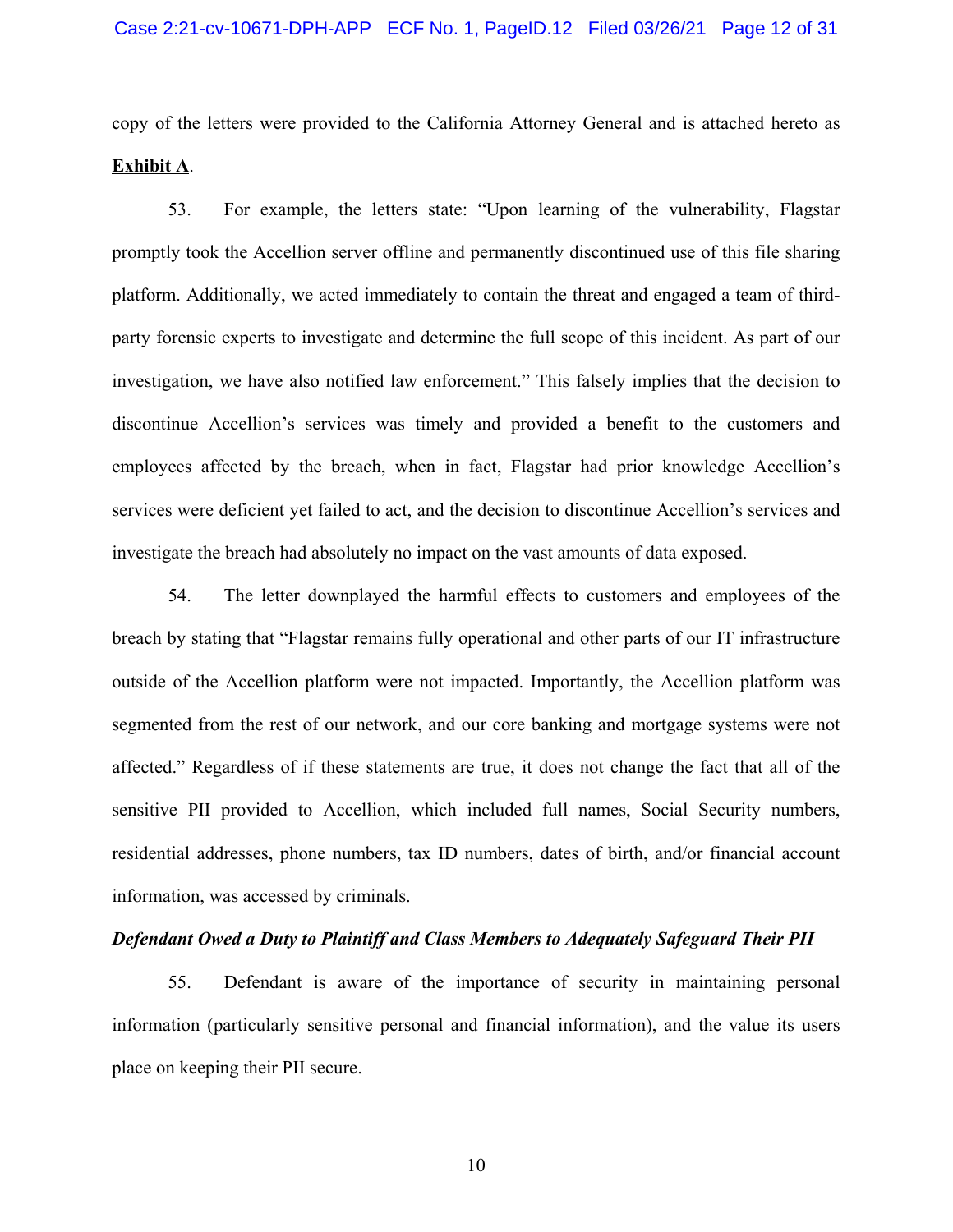copy of the letters were provided to the California Attorney General and is attached hereto as **<u>Exhibit A</u>**.

53. For example, the letters state: "Upon learning of the vulnerability, Flagstar promptly took the Accellion server offline and permanently discontinued use of this file sharing platform. Additionally, we acted immediately to contain the threat and engaged a team of third-party forensic experts to investigate and determine the full scope of this incident. As part of our investigation, we have also notified law enforcement." This falsely implies that the decision to discontinue Accellion's services was timely and provided a benefit to the customers and employees affected by the breach, when in fact, Flagstar had prior knowledge Accellion's services were deficient yet failed to act, and the decision to discontinue Accellion's services and investigate the breach had absolutely no impact on the vast amounts of data exposed.

54. The letter downplayed the harmful effects to customers and employees of the breach by stating that "Flagstar remains fully operational and other parts of our IT infrastructure outside of the Accellion platform were not impacted. Importantly, the Accellion platform was segmented from the rest of our network, and our core banking and mortgage systems were not affected." Regardless of if these statements are true, it does not change the fact that all of the sensitive PII provided to Accellion, which included full names, Social Security numbers, residential addresses, phone numbers, tax ID numbers, dates of birth, and/or financial account information, was accessed by criminals.

***Defendant Owed a Duty to Plaintiff and Class Members to Adequately Safeguard Their PII***

55. Defendant is aware of the importance of security in maintaining personal information (particularly sensitive personal and financial information), and the value its users place on keeping their PII secure.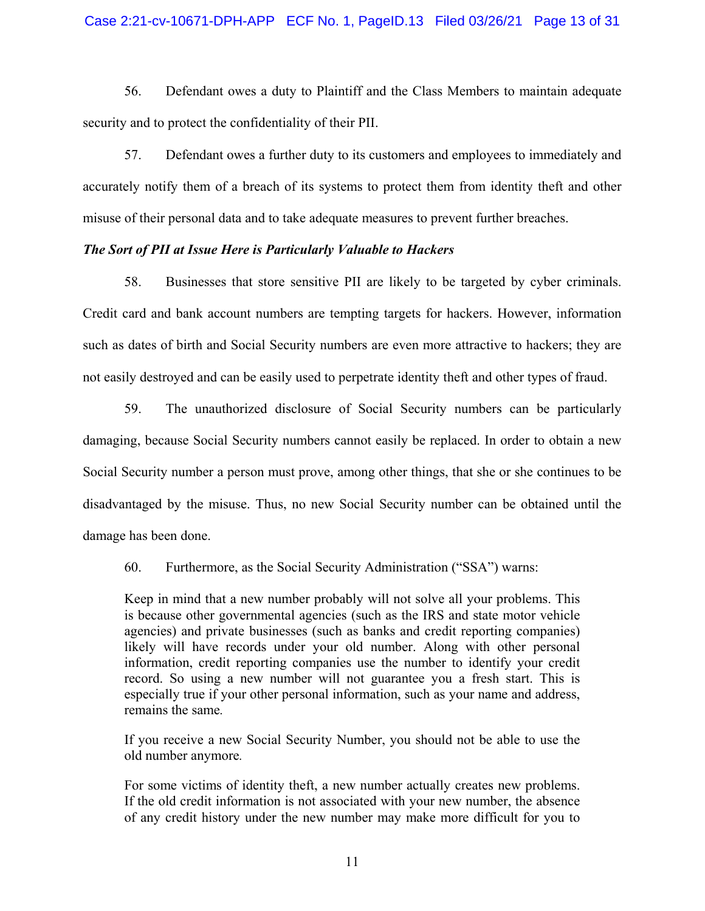56. Defendant owes a duty to Plaintiff and the Class Members to maintain adequate security and to protect the confidentiality of their PII.

57. Defendant owes a further duty to its customers and employees to immediately and accurately notify them of a breach of its systems to protect them from identity theft and other misuse of their personal data and to take adequate measures to prevent further breaches.

***The Sort of PII at Issue Here is Particularly Valuable to Hackers***

58. Businesses that store sensitive PII are likely to be targeted by cyber criminals. Credit card and bank account numbers are tempting targets for hackers. However, information such as dates of birth and Social Security numbers are even more attractive to hackers; they are not easily destroyed and can be easily used to perpetrate identity theft and other types of fraud.

59. The unauthorized disclosure of Social Security numbers can be particularly damaging, because Social Security numbers cannot easily be replaced. In order to obtain a new Social Security number a person must prove, among other things, that she or she continues to be disadvantaged by the misuse. Thus, no new Social Security number can be obtained until the damage has been done.

60. Furthermore, as the Social Security Administration ("SSA") warns:

> Keep in mind that a new number probably will not solve all your problems. This is because other governmental agencies (such as the IRS and state motor vehicle agencies) and private businesses (such as banks and credit reporting companies) likely will have records under your old number. Along with other personal information, credit reporting companies use the number to identify your credit record. So using a new number will not guarantee you a fresh start. This is especially true if your other personal information, such as your name and address, remains the same.
>
> If you receive a new Social Security Number, you should not be able to use the old number anymore.
>
> For some victims of identity theft, a new number actually creates new problems. If the old credit information is not associated with your new number, the absence of any credit history under the new number may make more difficult for you to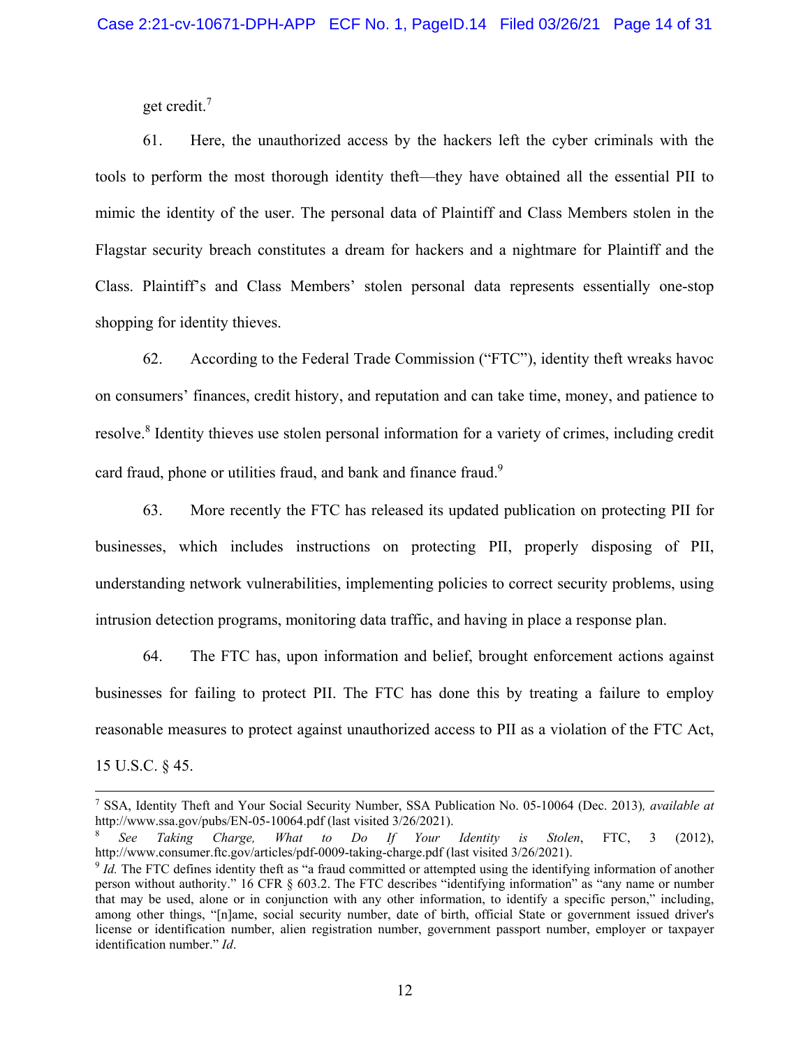get credit.[7]

61. Here, the unauthorized access by the hackers left the cyber criminals with the tools to perform the most thorough identity theft—they have obtained all the essential PII to mimic the identity of the user. The personal data of Plaintiff and Class Members stolen in the Flagstar security breach constitutes a dream for hackers and a nightmare for Plaintiff and the Class. Plaintiff's and Class Members' stolen personal data represents essentially one-stop shopping for identity thieves.

62. According to the Federal Trade Commission ("FTC"), identity theft wreaks havoc on consumers' finances, credit history, and reputation and can take time, money, and patience to resolve.[8] Identity thieves use stolen personal information for a variety of crimes, including credit card fraud, phone or utilities fraud, and bank and finance fraud.[9]

63. More recently the FTC has released its updated publication on protecting PII for businesses, which includes instructions on protecting PII, properly disposing of PII, understanding network vulnerabilities, implementing policies to correct security problems, using intrusion detection programs, monitoring data traffic, and having in place a response plan.

64. The FTC has, upon information and belief, brought enforcement actions against businesses for failing to protect PII. The FTC has done this by treating a failure to employ reasonable measures to protect against unauthorized access to PII as a violation of the FTC Act, 15 U.S.C. § 45.

---

[7] SSA, Identity Theft and Your Social Security Number, SSA Publication No. 05-10064 (Dec. 2013), *available at* http://www.ssa.gov/pubs/EN-05-10064.pdf (last visited 3/26/2021).

[8] *See Taking Charge, What to Do If Your Identity is Stolen*, FTC, 3 (2012), http://www.consumer.ftc.gov/articles/pdf-0009-taking-charge.pdf (last visited 3/26/2021).

[9] *Id.* The FTC defines identity theft as "a fraud committed or attempted using the identifying information of another person without authority." 16 CFR § 603.2. The FTC describes "identifying information" as "any name or number that may be used, alone or in conjunction with any other information, to identify a specific person," including, among other things, "[n]ame, social security number, date of birth, official State or government issued driver's license or identification number, alien registration number, government passport number, employer or taxpayer identification number." *Id*.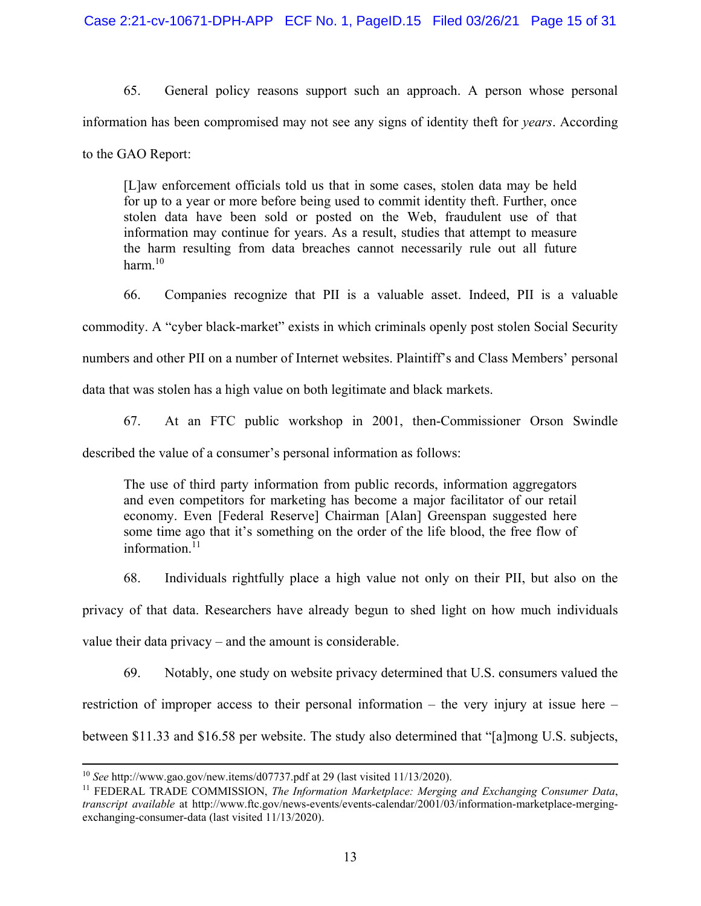65. General policy reasons support such an approach. A person whose personal information has been compromised may not see any signs of identity theft for *years*. According to the GAO Report:

> [L]aw enforcement officials told us that in some cases, stolen data may be held for up to a year or more before being used to commit identity theft. Further, once stolen data have been sold or posted on the Web, fraudulent use of that information may continue for years. As a result, studies that attempt to measure the harm resulting from data breaches cannot necessarily rule out all future harm.[10]

66. Companies recognize that PII is a valuable asset. Indeed, PII is a valuable commodity. A "cyber black-market" exists in which criminals openly post stolen Social Security numbers and other PII on a number of Internet websites. Plaintiff's and Class Members' personal data that was stolen has a high value on both legitimate and black markets.

67. At an FTC public workshop in 2001, then-Commissioner Orson Swindle described the value of a consumer's personal information as follows:

> The use of third party information from public records, information aggregators and even competitors for marketing has become a major facilitator of our retail economy. Even [Federal Reserve] Chairman [Alan] Greenspan suggested here some time ago that it's something on the order of the life blood, the free flow of information.[11]

68. Individuals rightfully place a high value not only on their PII, but also on the privacy of that data. Researchers have already begun to shed light on how much individuals value their data privacy – and the amount is considerable.

69. Notably, one study on website privacy determined that U.S. consumers valued the restriction of improper access to their personal information – the very injury at issue here – between $11.33 and $16.58 per website. The study also determined that "[a]mong U.S. subjects,

---

[10] *See* http://www.gao.gov/new.items/d07737.pdf at 29 (last visited 11/13/2020).

[11] FEDERAL TRADE COMMISSION, *The Information Marketplace: Merging and Exchanging Consumer Data*, *transcript available* at http://www.ftc.gov/news-events/events-calendar/2001/03/information-marketplace-merging-exchanging-consumer-data (last visited 11/13/2020).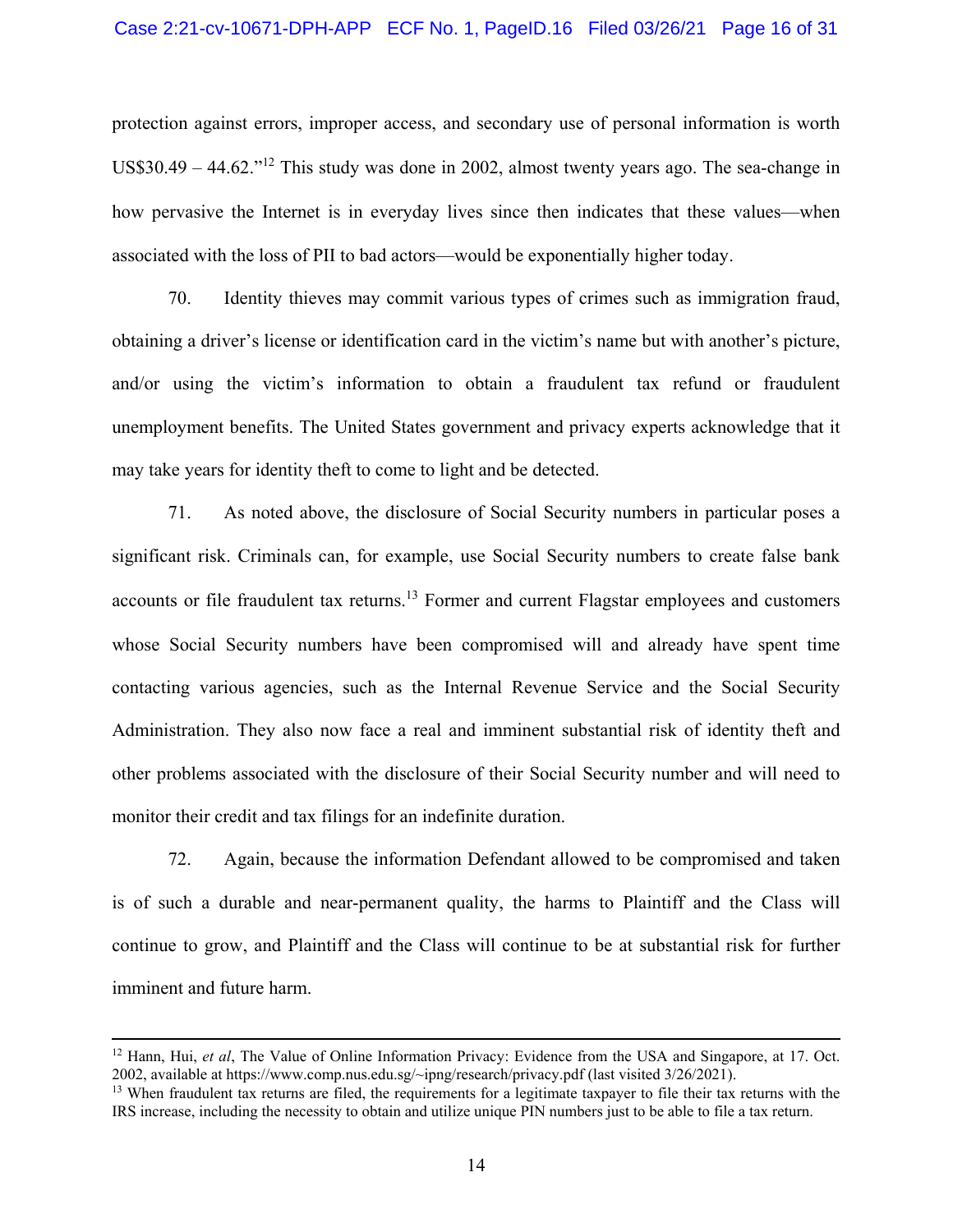protection against errors, improper access, and secondary use of personal information is worth US$30.49 – 44.62."[12] This study was done in 2002, almost twenty years ago. The sea-change in how pervasive the Internet is in everyday lives since then indicates that these values—when associated with the loss of PII to bad actors—would be exponentially higher today.

70. Identity thieves may commit various types of crimes such as immigration fraud, obtaining a driver's license or identification card in the victim's name but with another's picture, and/or using the victim's information to obtain a fraudulent tax refund or fraudulent unemployment benefits. The United States government and privacy experts acknowledge that it may take years for identity theft to come to light and be detected.

71. As noted above, the disclosure of Social Security numbers in particular poses a significant risk. Criminals can, for example, use Social Security numbers to create false bank accounts or file fraudulent tax returns.[13] Former and current Flagstar employees and customers whose Social Security numbers have been compromised will and already have spent time contacting various agencies, such as the Internal Revenue Service and the Social Security Administration. They also now face a real and imminent substantial risk of identity theft and other problems associated with the disclosure of their Social Security number and will need to monitor their credit and tax filings for an indefinite duration.

72. Again, because the information Defendant allowed to be compromised and taken is of such a durable and near-permanent quality, the harms to Plaintiff and the Class will continue to grow, and Plaintiff and the Class will continue to be at substantial risk for further imminent and future harm.

---

[12] Hann, Hui, *et al*, The Value of Online Information Privacy: Evidence from the USA and Singapore, at 17. Oct. 2002, available at https://www.comp.nus.edu.sg/~ipng/research/privacy.pdf (last visited 3/26/2021).

[13] When fraudulent tax returns are filed, the requirements for a legitimate taxpayer to file their tax returns with the IRS increase, including the necessity to obtain and utilize unique PIN numbers just to be able to file a tax return.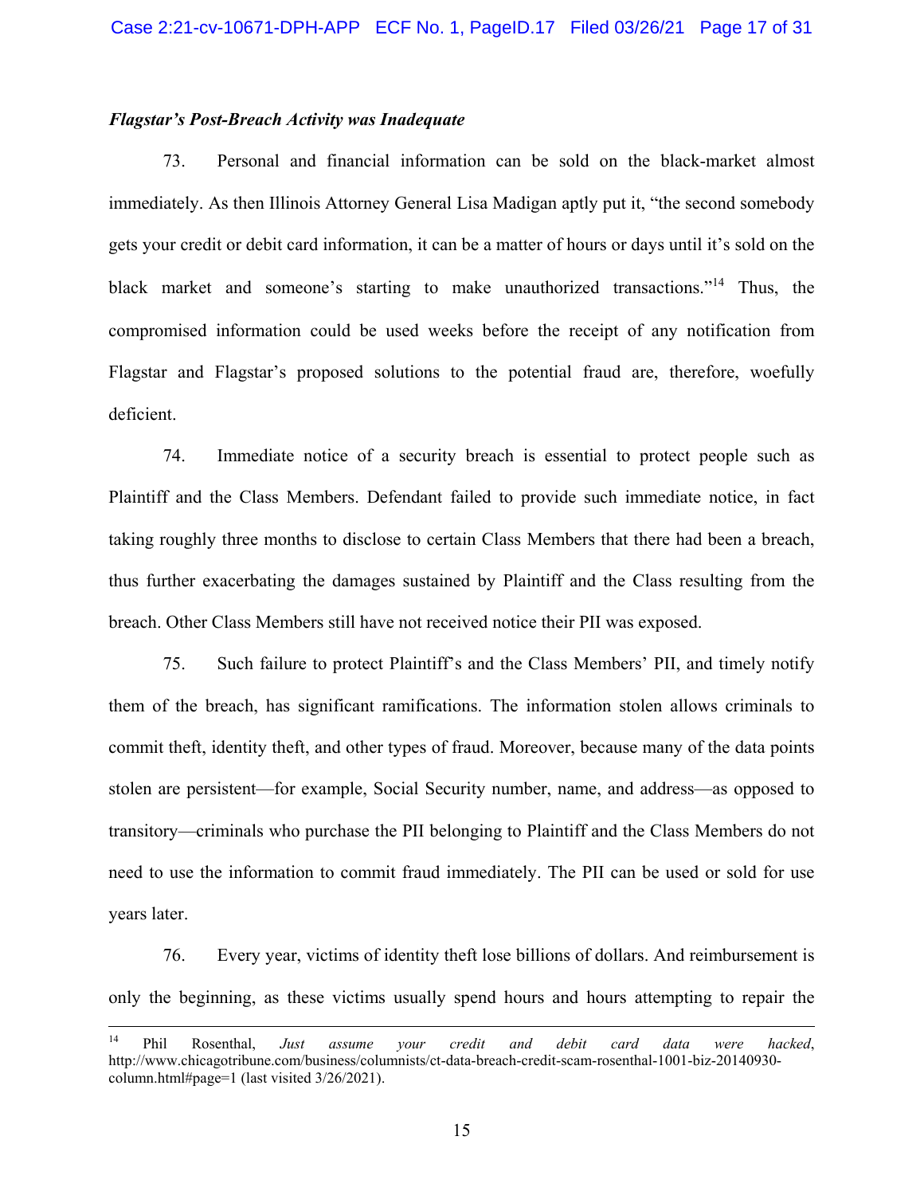***Flagstar's Post-Breach Activity was Inadequate***

73. Personal and financial information can be sold on the black-market almost immediately. As then Illinois Attorney General Lisa Madigan aptly put it, "the second somebody gets your credit or debit card information, it can be a matter of hours or days until it's sold on the black market and someone's starting to make unauthorized transactions."[14] Thus, the compromised information could be used weeks before the receipt of any notification from Flagstar and Flagstar's proposed solutions to the potential fraud are, therefore, woefully deficient.

74. Immediate notice of a security breach is essential to protect people such as Plaintiff and the Class Members. Defendant failed to provide such immediate notice, in fact taking roughly three months to disclose to certain Class Members that there had been a breach, thus further exacerbating the damages sustained by Plaintiff and the Class resulting from the breach. Other Class Members still have not received notice their PII was exposed.

75. Such failure to protect Plaintiff's and the Class Members' PII, and timely notify them of the breach, has significant ramifications. The information stolen allows criminals to commit theft, identity theft, and other types of fraud. Moreover, because many of the data points stolen are persistent—for example, Social Security number, name, and address—as opposed to transitory—criminals who purchase the PII belonging to Plaintiff and the Class Members do not need to use the information to commit fraud immediately. The PII can be used or sold for use years later.

76. Every year, victims of identity theft lose billions of dollars. And reimbursement is only the beginning, as these victims usually spend hours and hours attempting to repair the

---

[14] Phil Rosenthal, *Just assume your credit and debit card data were hacked*, http://www.chicagotribune.com/business/columnists/ct-data-breach-credit-scam-rosenthal-1001-biz-20140930-column.html#page=1 (last visited 3/26/2021).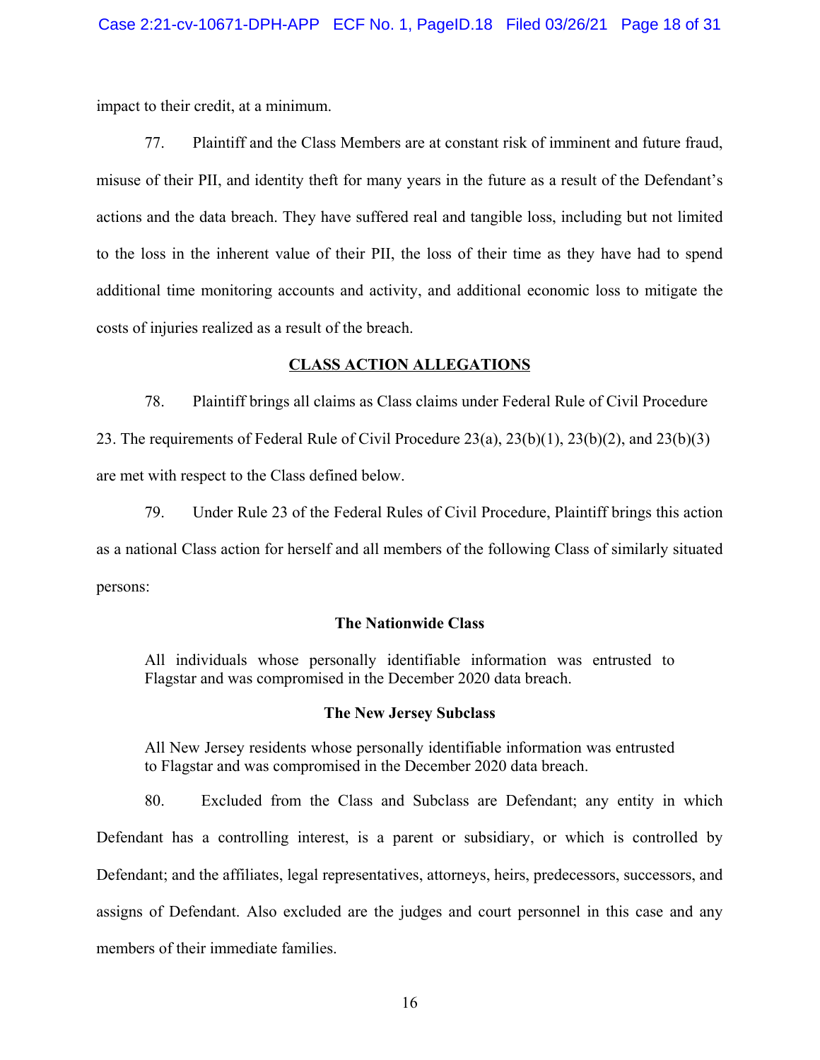impact to their credit, at a minimum.

77. Plaintiff and the Class Members are at constant risk of imminent and future fraud, misuse of their PII, and identity theft for many years in the future as a result of the Defendant's actions and the data breach. They have suffered real and tangible loss, including but not limited to the loss in the inherent value of their PII, the loss of their time as they have had to spend additional time monitoring accounts and activity, and additional economic loss to mitigate the costs of injuries realized as a result of the breach.

## CLASS ACTION ALLEGATIONS

78. Plaintiff brings all claims as Class claims under Federal Rule of Civil Procedure 23. The requirements of Federal Rule of Civil Procedure 23(a), 23(b)(1), 23(b)(2), and 23(b)(3) are met with respect to the Class defined below.

79. Under Rule 23 of the Federal Rules of Civil Procedure, Plaintiff brings this action as a national Class action for herself and all members of the following Class of similarly situated persons:

**The Nationwide Class**

> All individuals whose personally identifiable information was entrusted to Flagstar and was compromised in the December 2020 data breach.

**The New Jersey Subclass**

> All New Jersey residents whose personally identifiable information was entrusted to Flagstar and was compromised in the December 2020 data breach.

80. Excluded from the Class and Subclass are Defendant; any entity in which Defendant has a controlling interest, is a parent or subsidiary, or which is controlled by Defendant; and the affiliates, legal representatives, attorneys, heirs, predecessors, successors, and assigns of Defendant. Also excluded are the judges and court personnel in this case and any members of their immediate families.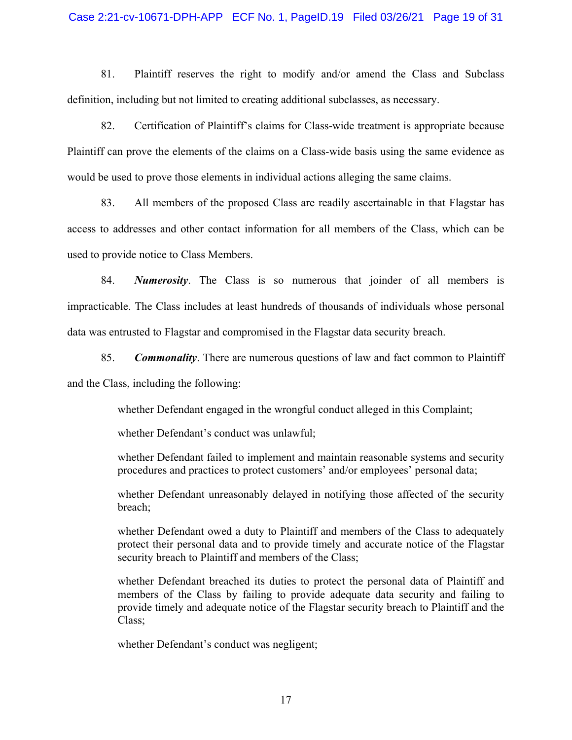81. Plaintiff reserves the right to modify and/or amend the Class and Subclass definition, including but not limited to creating additional subclasses, as necessary.

82. Certification of Plaintiff's claims for Class-wide treatment is appropriate because Plaintiff can prove the elements of the claims on a Class-wide basis using the same evidence as would be used to prove those elements in individual actions alleging the same claims.

83. All members of the proposed Class are readily ascertainable in that Flagstar has access to addresses and other contact information for all members of the Class, which can be used to provide notice to Class Members.

84. ***Numerosity***. The Class is so numerous that joinder of all members is impracticable. The Class includes at least hundreds of thousands of individuals whose personal data was entrusted to Flagstar and compromised in the Flagstar data security breach.

85. ***Commonality***. There are numerous questions of law and fact common to Plaintiff and the Class, including the following:

> whether Defendant engaged in the wrongful conduct alleged in this Complaint;
>
> whether Defendant's conduct was unlawful;
>
> whether Defendant failed to implement and maintain reasonable systems and security procedures and practices to protect customers' and/or employees' personal data;
>
> whether Defendant unreasonably delayed in notifying those affected of the security breach;
>
> whether Defendant owed a duty to Plaintiff and members of the Class to adequately protect their personal data and to provide timely and accurate notice of the Flagstar security breach to Plaintiff and members of the Class;
>
> whether Defendant breached its duties to protect the personal data of Plaintiff and members of the Class by failing to provide adequate data security and failing to provide timely and adequate notice of the Flagstar security breach to Plaintiff and the Class;
>
> whether Defendant's conduct was negligent;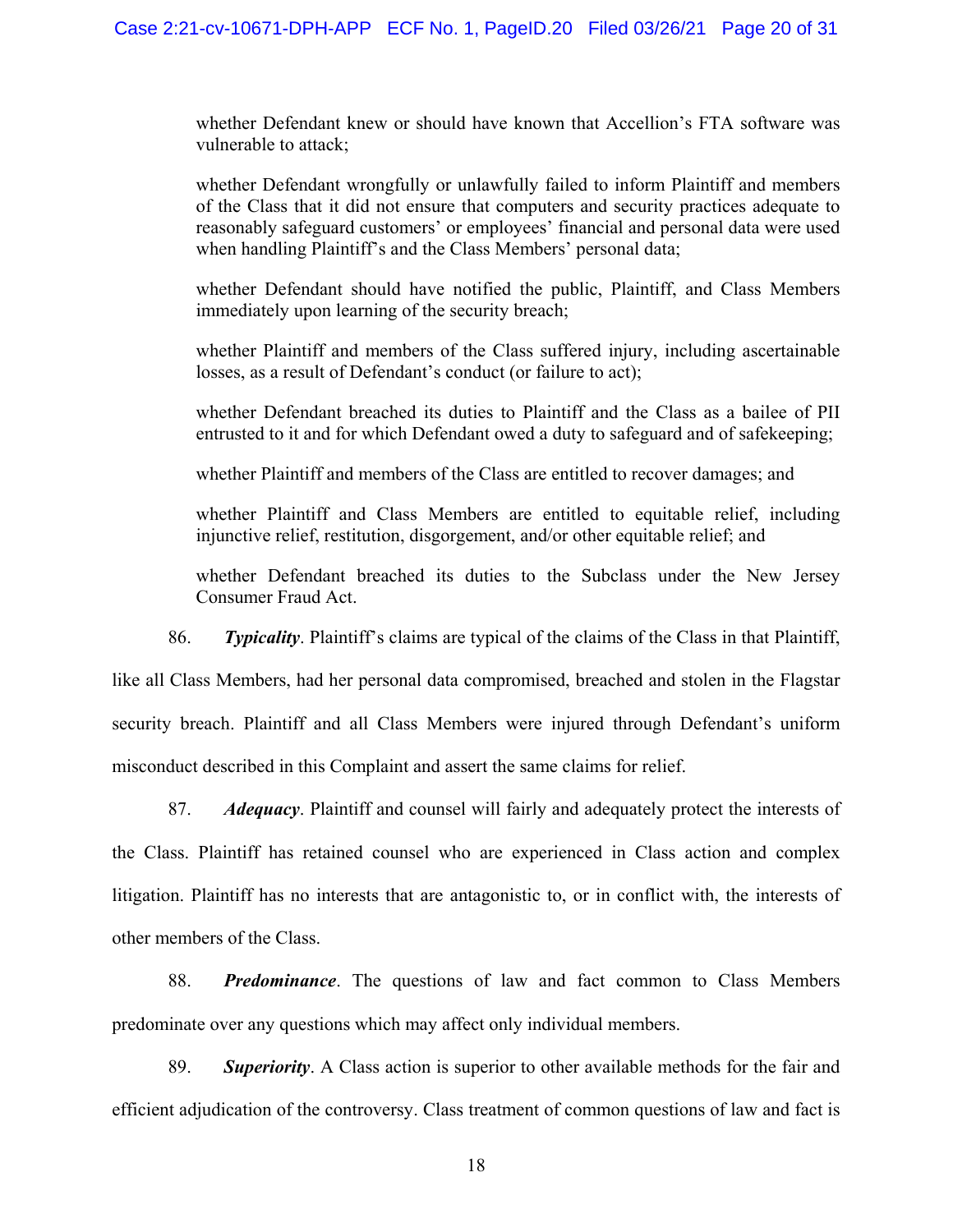whether Defendant knew or should have known that Accellion's FTA software was vulnerable to attack;

whether Defendant wrongfully or unlawfully failed to inform Plaintiff and members of the Class that it did not ensure that computers and security practices adequate to reasonably safeguard customers' or employees' financial and personal data were used when handling Plaintiff's and the Class Members' personal data;

whether Defendant should have notified the public, Plaintiff, and Class Members immediately upon learning of the security breach;

whether Plaintiff and members of the Class suffered injury, including ascertainable losses, as a result of Defendant's conduct (or failure to act);

whether Defendant breached its duties to Plaintiff and the Class as a bailee of PII entrusted to it and for which Defendant owed a duty to safeguard and of safekeeping;

whether Plaintiff and members of the Class are entitled to recover damages; and

whether Plaintiff and Class Members are entitled to equitable relief, including injunctive relief, restitution, disgorgement, and/or other equitable relief; and

whether Defendant breached its duties to the Subclass under the New Jersey Consumer Fraud Act.

86. ***Typicality***. Plaintiff's claims are typical of the claims of the Class in that Plaintiff, like all Class Members, had her personal data compromised, breached and stolen in the Flagstar security breach. Plaintiff and all Class Members were injured through Defendant's uniform misconduct described in this Complaint and assert the same claims for relief.

87. ***Adequacy***. Plaintiff and counsel will fairly and adequately protect the interests of the Class. Plaintiff has retained counsel who are experienced in Class action and complex litigation. Plaintiff has no interests that are antagonistic to, or in conflict with, the interests of other members of the Class.

88. ***Predominance***. The questions of law and fact common to Class Members predominate over any questions which may affect only individual members.

89. ***Superiority***. A Class action is superior to other available methods for the fair and efficient adjudication of the controversy. Class treatment of common questions of law and fact is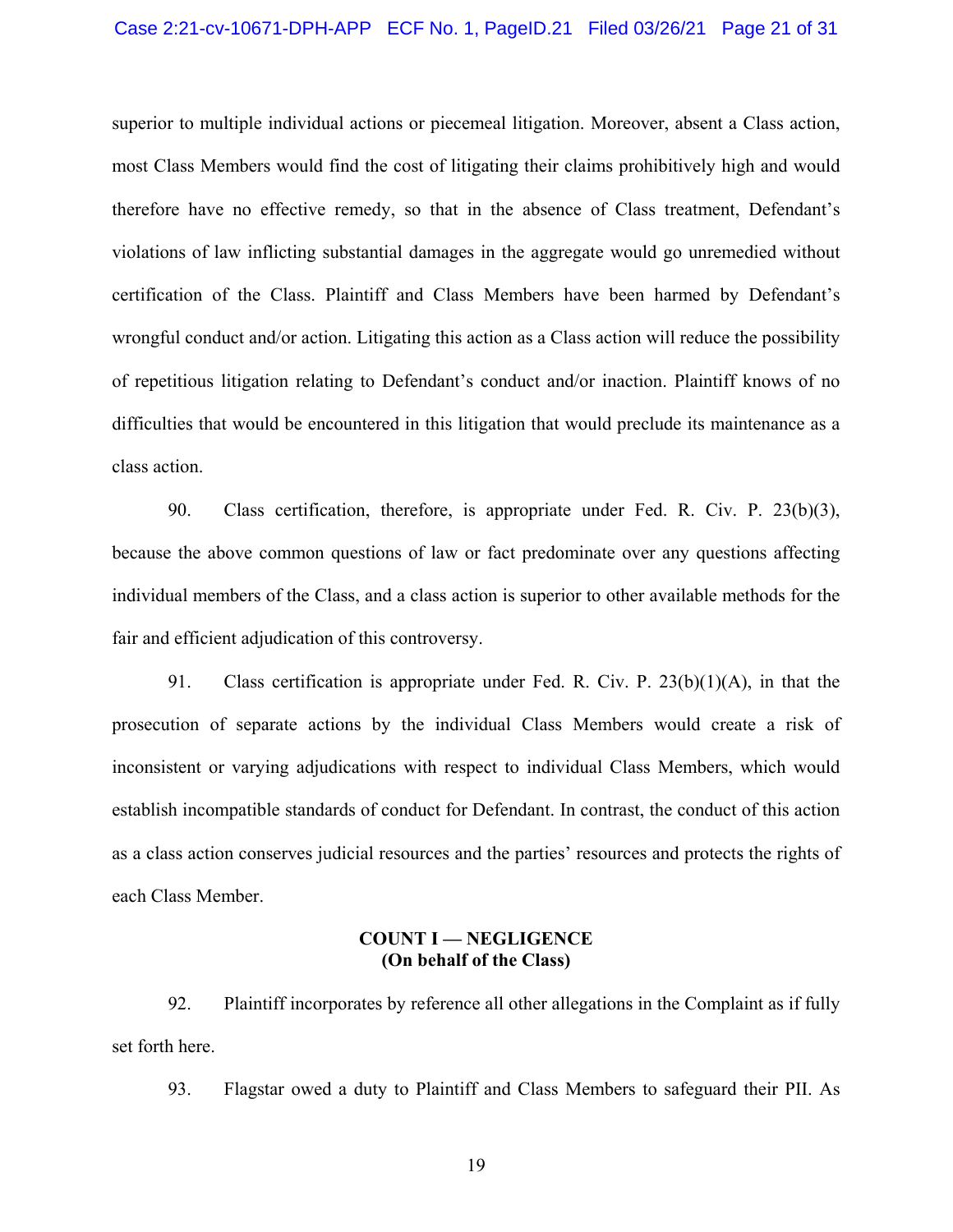superior to multiple individual actions or piecemeal litigation. Moreover, absent a Class action, most Class Members would find the cost of litigating their claims prohibitively high and would therefore have no effective remedy, so that in the absence of Class treatment, Defendant's violations of law inflicting substantial damages in the aggregate would go unremedied without certification of the Class. Plaintiff and Class Members have been harmed by Defendant's wrongful conduct and/or action. Litigating this action as a Class action will reduce the possibility of repetitious litigation relating to Defendant's conduct and/or inaction. Plaintiff knows of no difficulties that would be encountered in this litigation that would preclude its maintenance as a class action.

90. Class certification, therefore, is appropriate under Fed. R. Civ. P. 23(b)(3), because the above common questions of law or fact predominate over any questions affecting individual members of the Class, and a class action is superior to other available methods for the fair and efficient adjudication of this controversy.

91. Class certification is appropriate under Fed. R. Civ. P. 23(b)(1)(A), in that the prosecution of separate actions by the individual Class Members would create a risk of inconsistent or varying adjudications with respect to individual Class Members, which would establish incompatible standards of conduct for Defendant. In contrast, the conduct of this action as a class action conserves judicial resources and the parties' resources and protects the rights of each Class Member.

## COUNT I — NEGLIGENCE
## (On behalf of the Class)

92. Plaintiff incorporates by reference all other allegations in the Complaint as if fully set forth here.

93. Flagstar owed a duty to Plaintiff and Class Members to safeguard their PII. As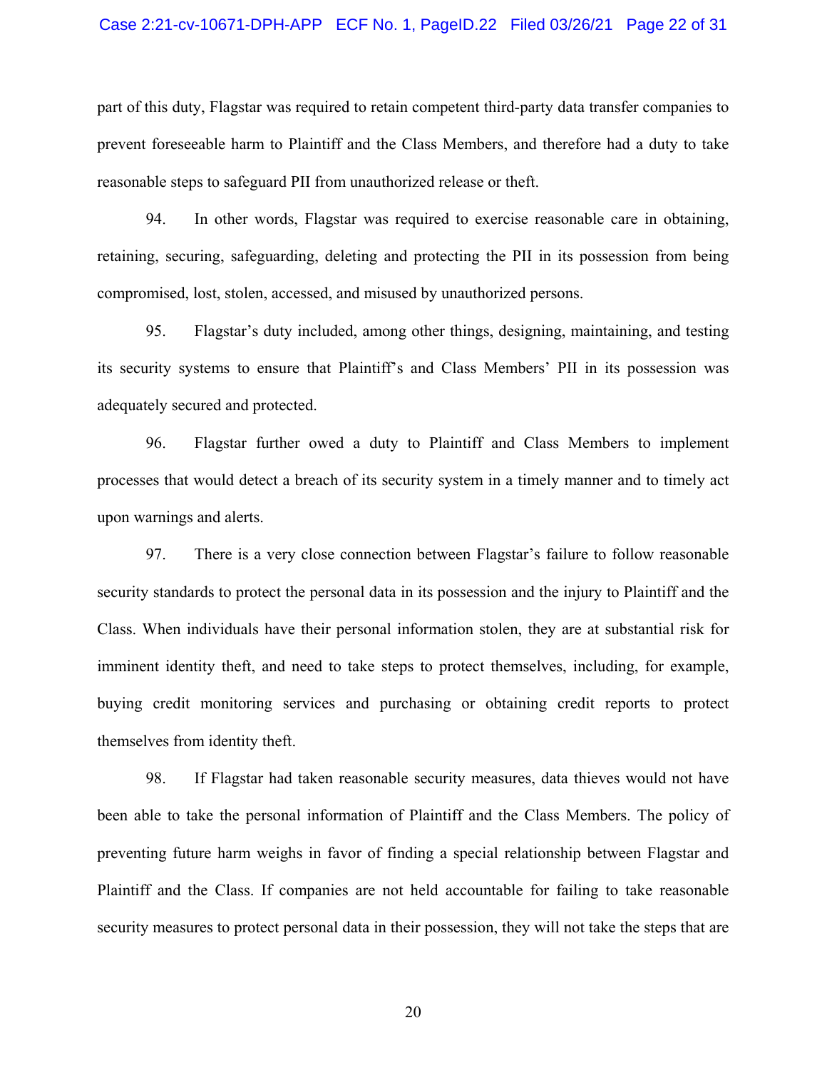part of this duty, Flagstar was required to retain competent third-party data transfer companies to prevent foreseeable harm to Plaintiff and the Class Members, and therefore had a duty to take reasonable steps to safeguard PII from unauthorized release or theft.

94. In other words, Flagstar was required to exercise reasonable care in obtaining, retaining, securing, safeguarding, deleting and protecting the PII in its possession from being compromised, lost, stolen, accessed, and misused by unauthorized persons.

95. Flagstar's duty included, among other things, designing, maintaining, and testing its security systems to ensure that Plaintiff's and Class Members' PII in its possession was adequately secured and protected.

96. Flagstar further owed a duty to Plaintiff and Class Members to implement processes that would detect a breach of its security system in a timely manner and to timely act upon warnings and alerts.

97. There is a very close connection between Flagstar's failure to follow reasonable security standards to protect the personal data in its possession and the injury to Plaintiff and the Class. When individuals have their personal information stolen, they are at substantial risk for imminent identity theft, and need to take steps to protect themselves, including, for example, buying credit monitoring services and purchasing or obtaining credit reports to protect themselves from identity theft.

98. If Flagstar had taken reasonable security measures, data thieves would not have been able to take the personal information of Plaintiff and the Class Members. The policy of preventing future harm weighs in favor of finding a special relationship between Flagstar and Plaintiff and the Class. If companies are not held accountable for failing to take reasonable security measures to protect personal data in their possession, they will not take the steps that are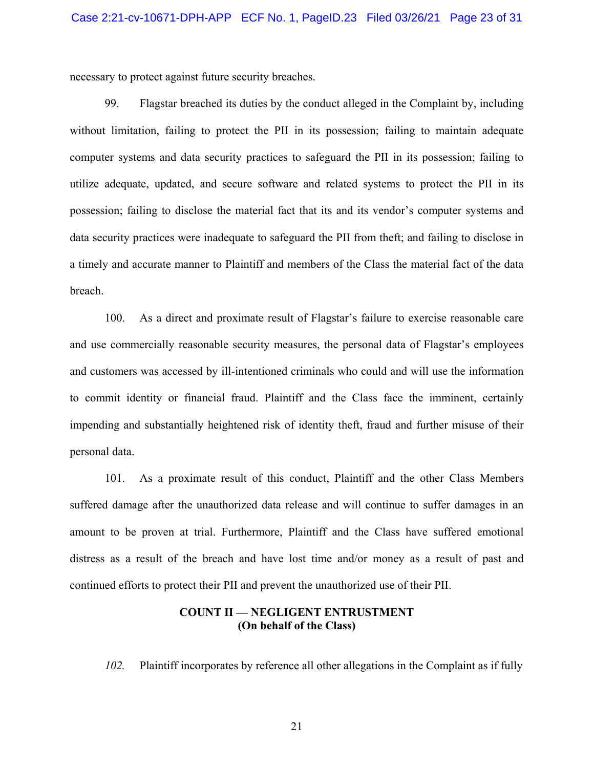necessary to protect against future security breaches.

99. Flagstar breached its duties by the conduct alleged in the Complaint by, including without limitation, failing to protect the PII in its possession; failing to maintain adequate computer systems and data security practices to safeguard the PII in its possession; failing to utilize adequate, updated, and secure software and related systems to protect the PII in its possession; failing to disclose the material fact that its and its vendor's computer systems and data security practices were inadequate to safeguard the PII from theft; and failing to disclose in a timely and accurate manner to Plaintiff and members of the Class the material fact of the data breach.

100. As a direct and proximate result of Flagstar's failure to exercise reasonable care and use commercially reasonable security measures, the personal data of Flagstar's employees and customers was accessed by ill-intentioned criminals who could and will use the information to commit identity or financial fraud. Plaintiff and the Class face the imminent, certainly impending and substantially heightened risk of identity theft, fraud and further misuse of their personal data.

101. As a proximate result of this conduct, Plaintiff and the other Class Members suffered damage after the unauthorized data release and will continue to suffer damages in an amount to be proven at trial. Furthermore, Plaintiff and the Class have suffered emotional distress as a result of the breach and have lost time and/or money as a result of past and continued efforts to protect their PII and prevent the unauthorized use of their PII.

**COUNT II — NEGLIGENT ENTRUSTMENT**
**(On behalf of the Class)**

*102.* Plaintiff incorporates by reference all other allegations in the Complaint as if fully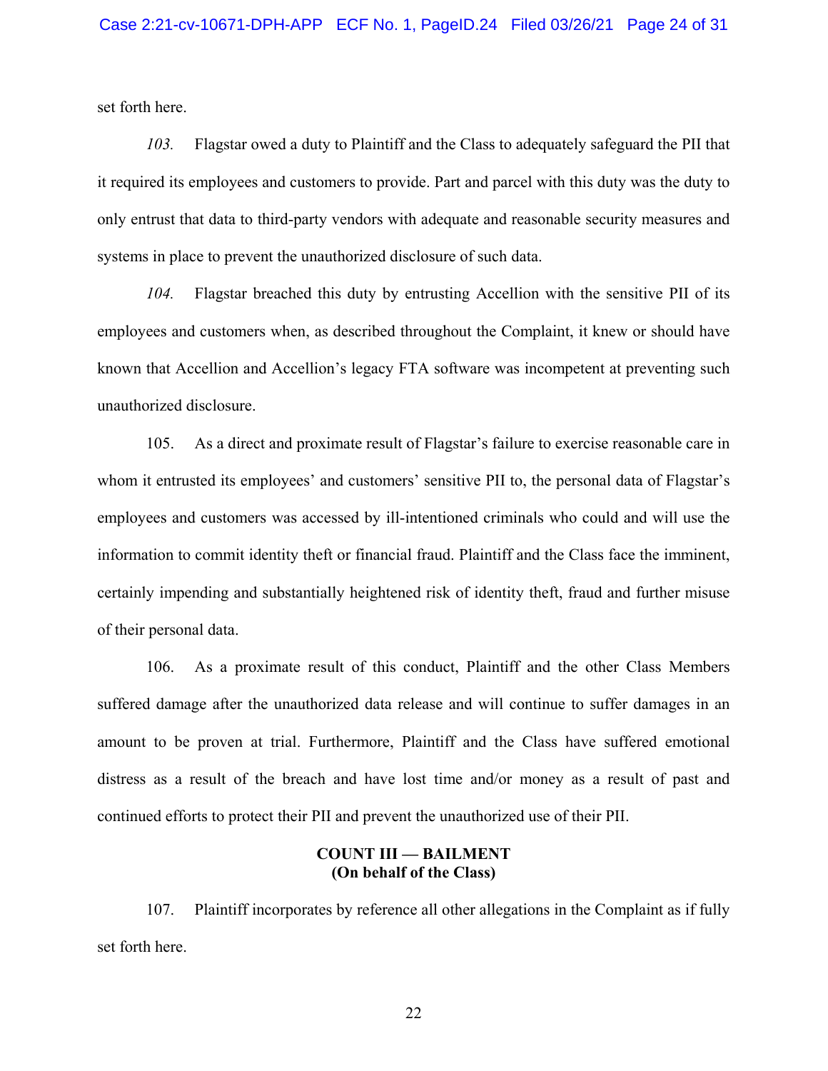set forth here.

*103.* Flagstar owed a duty to Plaintiff and the Class to adequately safeguard the PII that it required its employees and customers to provide. Part and parcel with this duty was the duty to only entrust that data to third-party vendors with adequate and reasonable security measures and systems in place to prevent the unauthorized disclosure of such data.

*104.* Flagstar breached this duty by entrusting Accellion with the sensitive PII of its employees and customers when, as described throughout the Complaint, it knew or should have known that Accellion and Accellion's legacy FTA software was incompetent at preventing such unauthorized disclosure.

105. As a direct and proximate result of Flagstar's failure to exercise reasonable care in whom it entrusted its employees' and customers' sensitive PII to, the personal data of Flagstar's employees and customers was accessed by ill-intentioned criminals who could and will use the information to commit identity theft or financial fraud. Plaintiff and the Class face the imminent, certainly impending and substantially heightened risk of identity theft, fraud and further misuse of their personal data.

106. As a proximate result of this conduct, Plaintiff and the other Class Members suffered damage after the unauthorized data release and will continue to suffer damages in an amount to be proven at trial. Furthermore, Plaintiff and the Class have suffered emotional distress as a result of the breach and have lost time and/or money as a result of past and continued efforts to protect their PII and prevent the unauthorized use of their PII.

**COUNT III — BAILMENT**
**(On behalf of the Class)**

107. Plaintiff incorporates by reference all other allegations in the Complaint as if fully set forth here.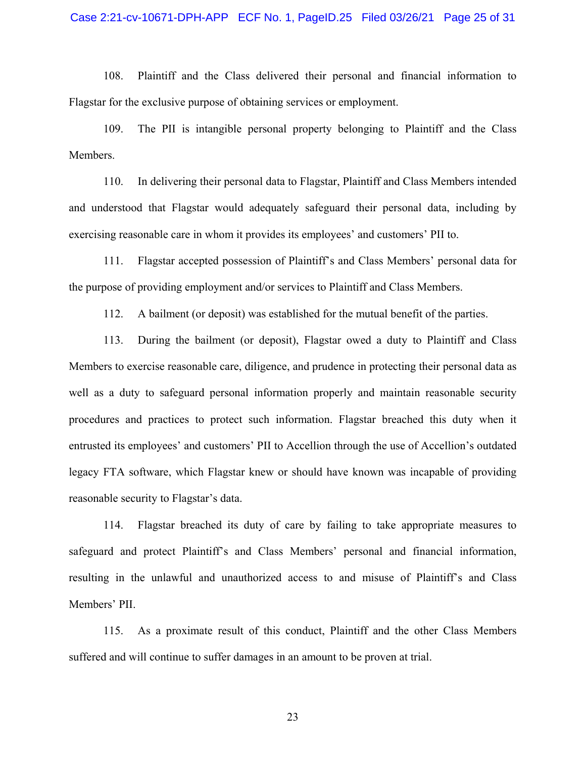108. Plaintiff and the Class delivered their personal and financial information to Flagstar for the exclusive purpose of obtaining services or employment.

109. The PII is intangible personal property belonging to Plaintiff and the Class Members.

110. In delivering their personal data to Flagstar, Plaintiff and Class Members intended and understood that Flagstar would adequately safeguard their personal data, including by exercising reasonable care in whom it provides its employees' and customers' PII to.

111. Flagstar accepted possession of Plaintiff's and Class Members' personal data for the purpose of providing employment and/or services to Plaintiff and Class Members.

112. A bailment (or deposit) was established for the mutual benefit of the parties.

113. During the bailment (or deposit), Flagstar owed a duty to Plaintiff and Class Members to exercise reasonable care, diligence, and prudence in protecting their personal data as well as a duty to safeguard personal information properly and maintain reasonable security procedures and practices to protect such information. Flagstar breached this duty when it entrusted its employees' and customers' PII to Accellion through the use of Accellion's outdated legacy FTA software, which Flagstar knew or should have known was incapable of providing reasonable security to Flagstar's data.

114. Flagstar breached its duty of care by failing to take appropriate measures to safeguard and protect Plaintiff's and Class Members' personal and financial information, resulting in the unlawful and unauthorized access to and misuse of Plaintiff's and Class Members' PII.

115. As a proximate result of this conduct, Plaintiff and the other Class Members suffered and will continue to suffer damages in an amount to be proven at trial.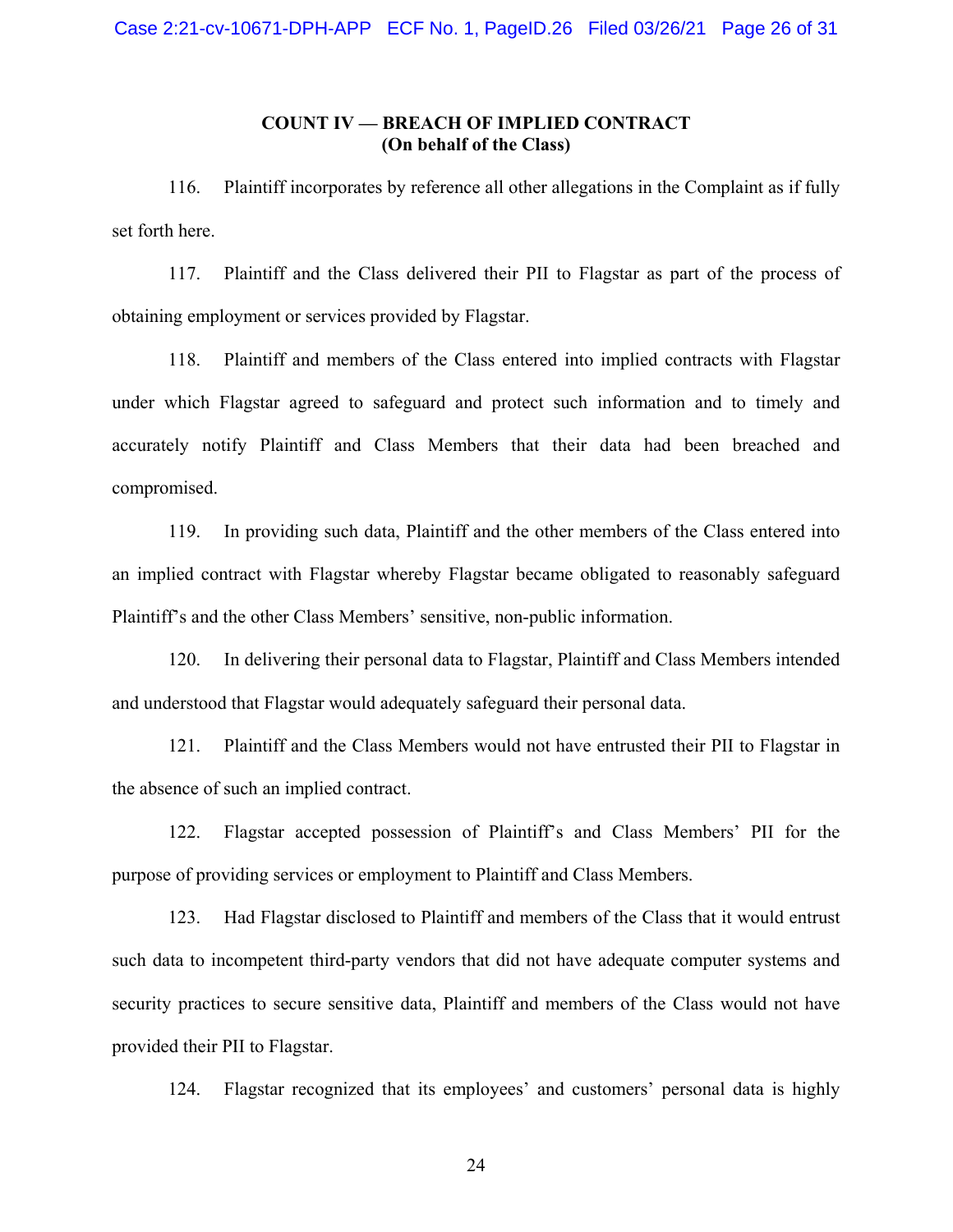**COUNT IV — BREACH OF IMPLIED CONTRACT**
**(On behalf of the Class)**

116. Plaintiff incorporates by reference all other allegations in the Complaint as if fully set forth here.

117. Plaintiff and the Class delivered their PII to Flagstar as part of the process of obtaining employment or services provided by Flagstar.

118. Plaintiff and members of the Class entered into implied contracts with Flagstar under which Flagstar agreed to safeguard and protect such information and to timely and accurately notify Plaintiff and Class Members that their data had been breached and compromised.

119. In providing such data, Plaintiff and the other members of the Class entered into an implied contract with Flagstar whereby Flagstar became obligated to reasonably safeguard Plaintiff's and the other Class Members' sensitive, non-public information.

120. In delivering their personal data to Flagstar, Plaintiff and Class Members intended and understood that Flagstar would adequately safeguard their personal data.

121. Plaintiff and the Class Members would not have entrusted their PII to Flagstar in the absence of such an implied contract.

122. Flagstar accepted possession of Plaintiff's and Class Members' PII for the purpose of providing services or employment to Plaintiff and Class Members.

123. Had Flagstar disclosed to Plaintiff and members of the Class that it would entrust such data to incompetent third-party vendors that did not have adequate computer systems and security practices to secure sensitive data, Plaintiff and members of the Class would not have provided their PII to Flagstar.

124. Flagstar recognized that its employees' and customers' personal data is highly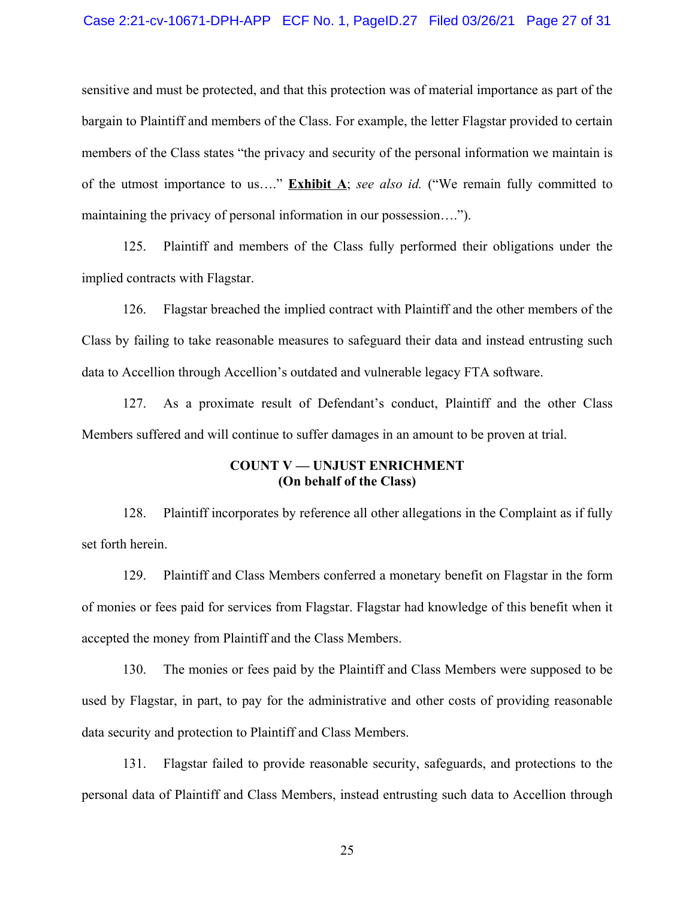sensitive and must be protected, and that this protection was of material importance as part of the bargain to Plaintiff and members of the Class. For example, the letter Flagstar provided to certain members of the Class states "the privacy and security of the personal information we maintain is of the utmost importance to us…." **Exhibit A**; *see also id.* ("We remain fully committed to maintaining the privacy of personal information in our possession….").

125. Plaintiff and members of the Class fully performed their obligations under the implied contracts with Flagstar.

126. Flagstar breached the implied contract with Plaintiff and the other members of the Class by failing to take reasonable measures to safeguard their data and instead entrusting such data to Accellion through Accellion's outdated and vulnerable legacy FTA software.

127. As a proximate result of Defendant's conduct, Plaintiff and the other Class Members suffered and will continue to suffer damages in an amount to be proven at trial.

**COUNT V — UNJUST ENRICHMENT**
**(On behalf of the Class)**

128. Plaintiff incorporates by reference all other allegations in the Complaint as if fully set forth herein.

129. Plaintiff and Class Members conferred a monetary benefit on Flagstar in the form of monies or fees paid for services from Flagstar. Flagstar had knowledge of this benefit when it accepted the money from Plaintiff and the Class Members.

130. The monies or fees paid by the Plaintiff and Class Members were supposed to be used by Flagstar, in part, to pay for the administrative and other costs of providing reasonable data security and protection to Plaintiff and Class Members.

131. Flagstar failed to provide reasonable security, safeguards, and protections to the personal data of Plaintiff and Class Members, instead entrusting such data to Accellion through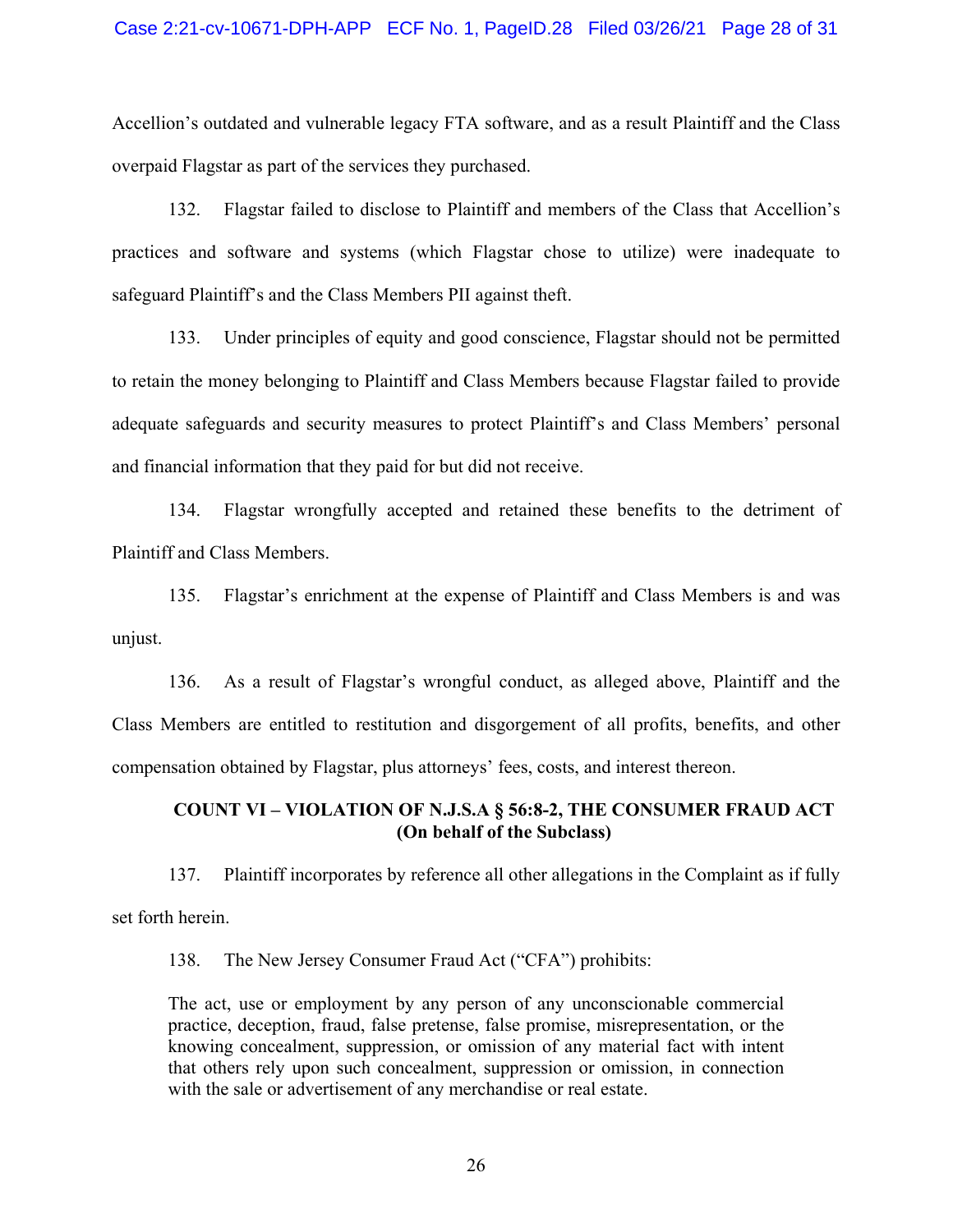Accellion's outdated and vulnerable legacy FTA software, and as a result Plaintiff and the Class overpaid Flagstar as part of the services they purchased.

132. Flagstar failed to disclose to Plaintiff and members of the Class that Accellion's practices and software and systems (which Flagstar chose to utilize) were inadequate to safeguard Plaintiff's and the Class Members PII against theft.

133. Under principles of equity and good conscience, Flagstar should not be permitted to retain the money belonging to Plaintiff and Class Members because Flagstar failed to provide adequate safeguards and security measures to protect Plaintiff's and Class Members' personal and financial information that they paid for but did not receive.

134. Flagstar wrongfully accepted and retained these benefits to the detriment of Plaintiff and Class Members.

135. Flagstar's enrichment at the expense of Plaintiff and Class Members is and was unjust.

136. As a result of Flagstar's wrongful conduct, as alleged above, Plaintiff and the Class Members are entitled to restitution and disgorgement of all profits, benefits, and other compensation obtained by Flagstar, plus attorneys' fees, costs, and interest thereon.

**COUNT VI – VIOLATION OF N.J.S.A § 56:8-2, THE CONSUMER FRAUD ACT**
**(On behalf of the Subclass)**

137. Plaintiff incorporates by reference all other allegations in the Complaint as if fully set forth herein.

138. The New Jersey Consumer Fraud Act ("CFA") prohibits:

> The act, use or employment by any person of any unconscionable commercial practice, deception, fraud, false pretense, false promise, misrepresentation, or the knowing concealment, suppression, or omission of any material fact with intent that others rely upon such concealment, suppression or omission, in connection with the sale or advertisement of any merchandise or real estate.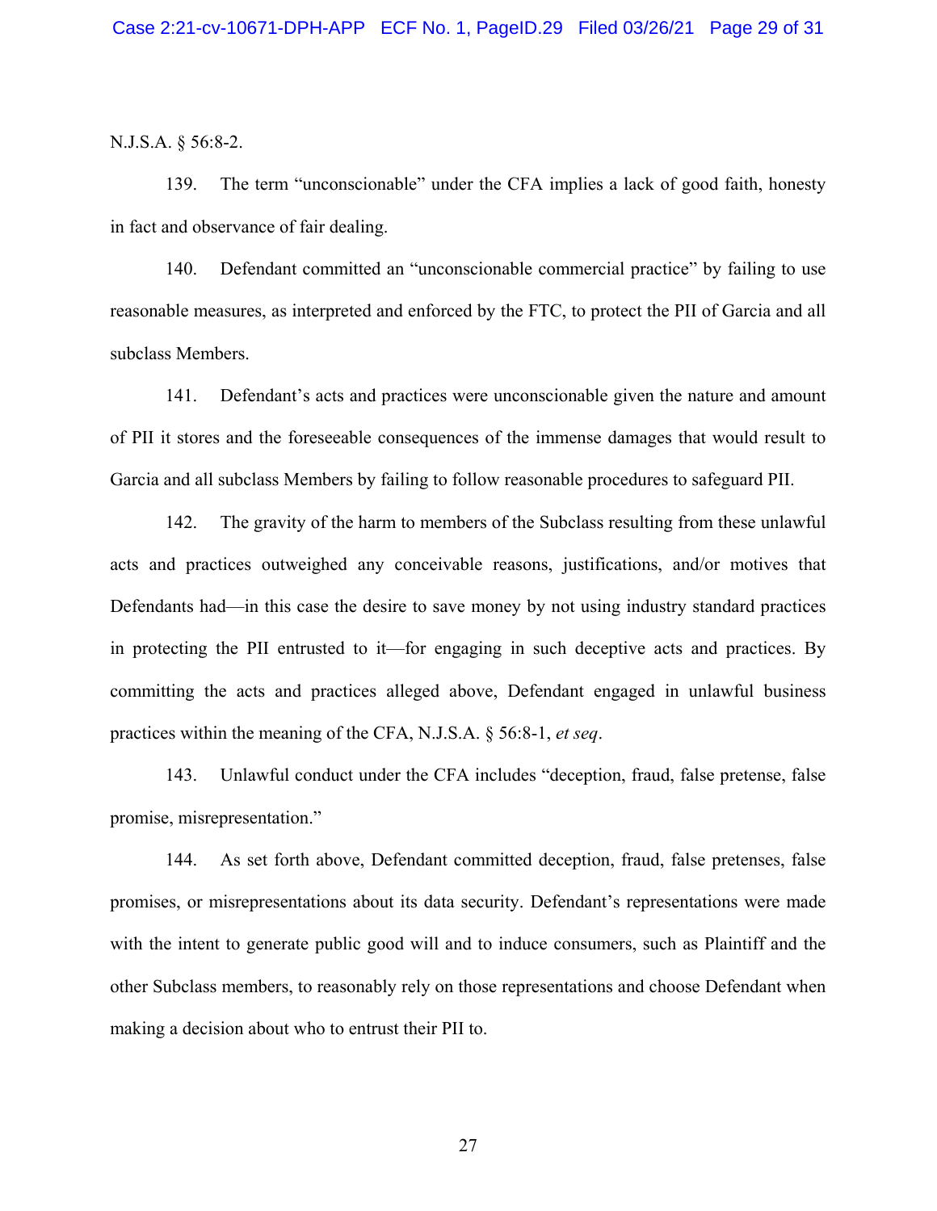N.J.S.A. § 56:8-2.

139. The term "unconscionable" under the CFA implies a lack of good faith, honesty in fact and observance of fair dealing.

140. Defendant committed an "unconscionable commercial practice" by failing to use reasonable measures, as interpreted and enforced by the FTC, to protect the PII of Garcia and all subclass Members.

141. Defendant's acts and practices were unconscionable given the nature and amount of PII it stores and the foreseeable consequences of the immense damages that would result to Garcia and all subclass Members by failing to follow reasonable procedures to safeguard PII.

142. The gravity of the harm to members of the Subclass resulting from these unlawful acts and practices outweighed any conceivable reasons, justifications, and/or motives that Defendants had—in this case the desire to save money by not using industry standard practices in protecting the PII entrusted to it—for engaging in such deceptive acts and practices. By committing the acts and practices alleged above, Defendant engaged in unlawful business practices within the meaning of the CFA, N.J.S.A. § 56:8-1, *et seq*.

143. Unlawful conduct under the CFA includes "deception, fraud, false pretense, false promise, misrepresentation."

144. As set forth above, Defendant committed deception, fraud, false pretenses, false promises, or misrepresentations about its data security. Defendant's representations were made with the intent to generate public good will and to induce consumers, such as Plaintiff and the other Subclass members, to reasonably rely on those representations and choose Defendant when making a decision about who to entrust their PII to.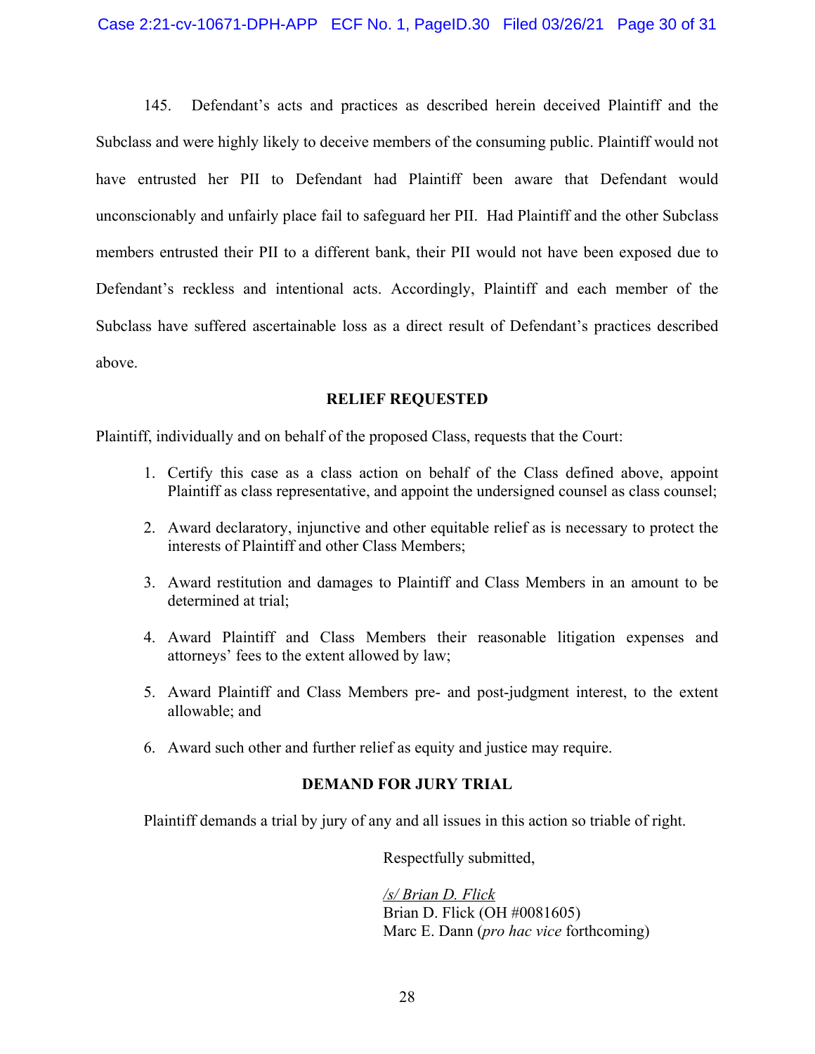145. Defendant's acts and practices as described herein deceived Plaintiff and the Subclass and were highly likely to deceive members of the consuming public. Plaintiff would not have entrusted her PII to Defendant had Plaintiff been aware that Defendant would unconscionably and unfairly place fail to safeguard her PII. Had Plaintiff and the other Subclass members entrusted their PII to a different bank, their PII would not have been exposed due to Defendant's reckless and intentional acts. Accordingly, Plaintiff and each member of the Subclass have suffered ascertainable loss as a direct result of Defendant's practices described above.

## RELIEF REQUESTED

Plaintiff, individually and on behalf of the proposed Class, requests that the Court:

1. Certify this case as a class action on behalf of the Class defined above, appoint Plaintiff as class representative, and appoint the undersigned counsel as class counsel;
2. Award declaratory, injunctive and other equitable relief as is necessary to protect the interests of Plaintiff and other Class Members;
3. Award restitution and damages to Plaintiff and Class Members in an amount to be determined at trial;
4. Award Plaintiff and Class Members their reasonable litigation expenses and attorneys' fees to the extent allowed by law;
5. Award Plaintiff and Class Members pre- and post-judgment interest, to the extent allowable; and
6. Award such other and further relief as equity and justice may require.

## DEMAND FOR JURY TRIAL

Plaintiff demands a trial by jury of any and all issues in this action so triable of right.

Respectfully submitted,

*/s/ Brian D. Flick*
Brian D. Flick (OH #0081605)
Marc E. Dann (*pro hac vice* forthcoming)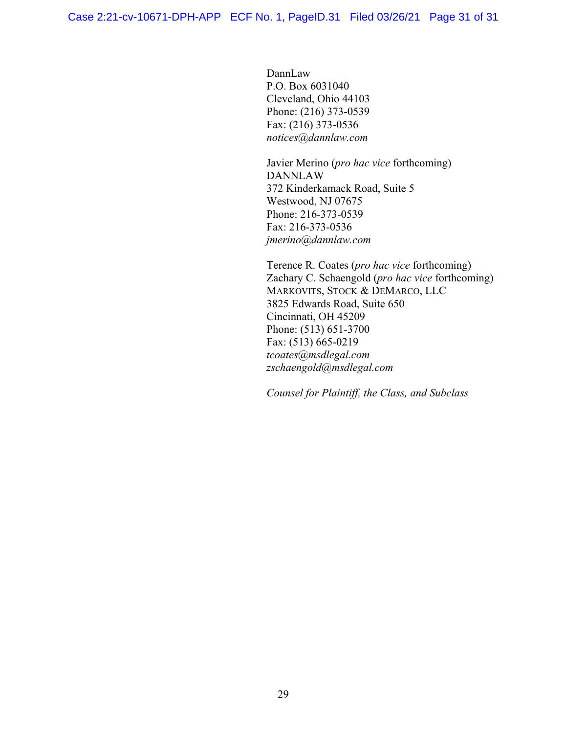DannLaw
P.O. Box 6031040
Cleveland, Ohio 44103
Phone: (216) 373-0539
Fax: (216) 373-0536
*notices@dannlaw.com*

Javier Merino (*pro hac vice* forthcoming)
DANNLAW
372 Kinderkamack Road, Suite 5
Westwood, NJ 07675
Phone: 216-373-0539
Fax: 216-373-0536
*jmerino@dannlaw.com*

Terence R. Coates (*pro hac vice* forthcoming)
Zachary C. Schaengold (*pro hac vice* forthcoming)
MARKOVITS, STOCK & DEMARCO, LLC
3825 Edwards Road, Suite 650
Cincinnati, OH 45209
Phone: (513) 651-3700
Fax: (513) 665-0219
*tcoates@msdlegal.com*
*zschaengold@msdlegal.com*

*Counsel for Plaintiff, the Class, and Subclass*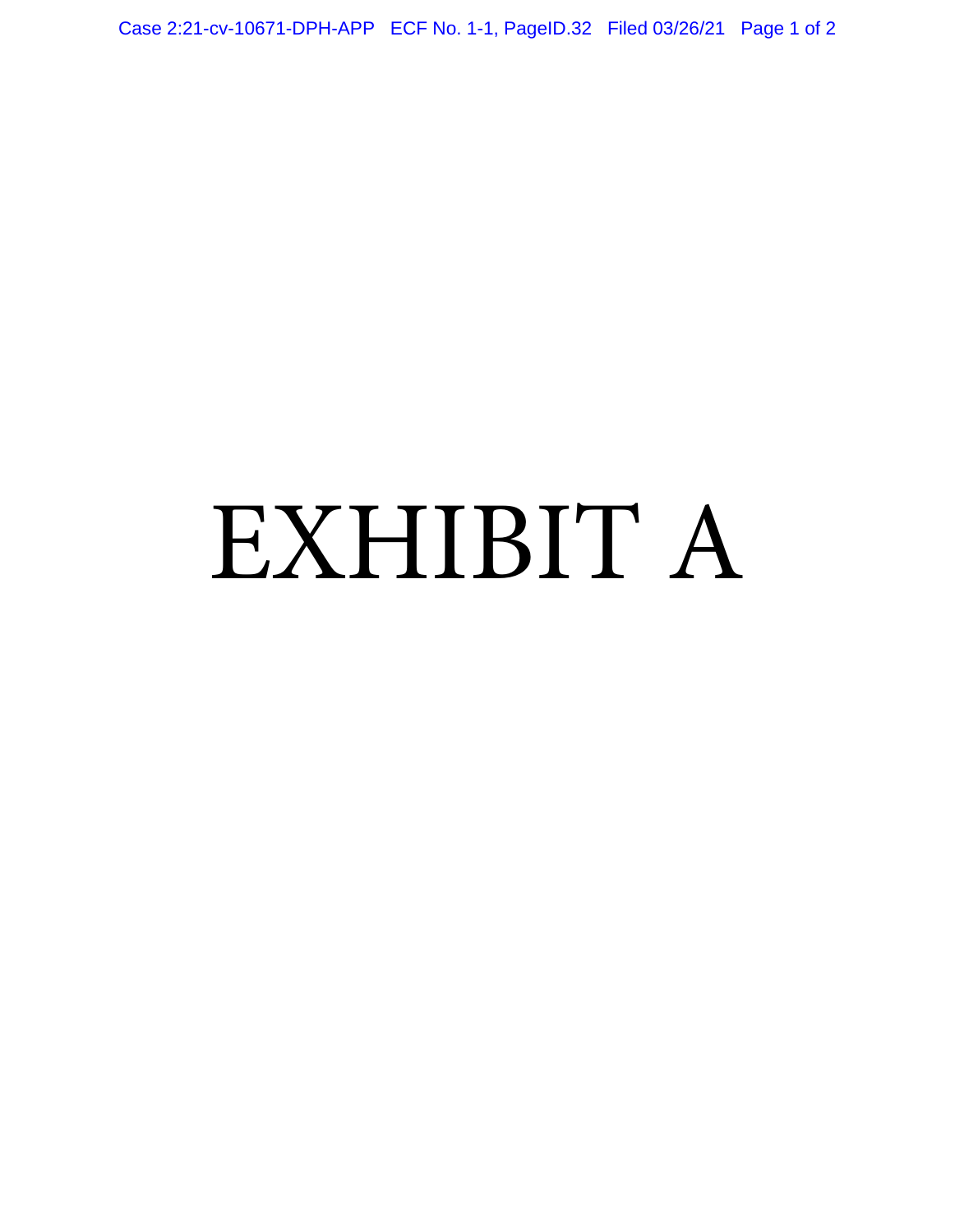# EXHIBIT A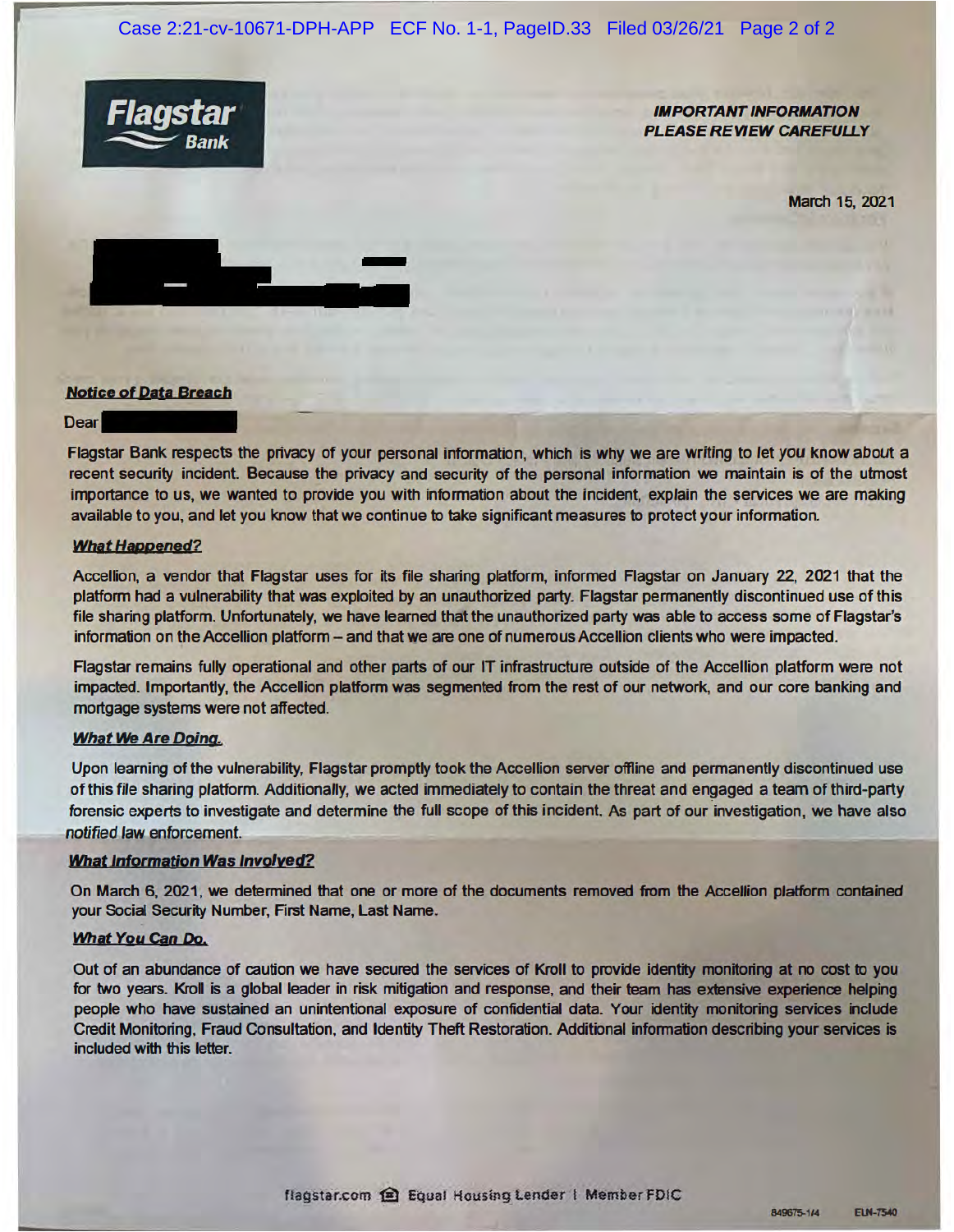**Flagstar Bank**

***IMPORTANT INFORMATION***
***PLEASE REVIEW CAREFULLY***

March 15, 2021

***Notice of Data Breach***

Dear

Flagstar Bank respects the privacy of your personal information, which is why we are writing to let you know about a recent security incident. Because the privacy and security of the personal information we maintain is of the utmost importance to us, we wanted to provide you with information about the incident, explain the services we are making available to you, and let you know that we continue to take significant measures to protect your information.

***What Happened?***

Accellion, a vendor that Flagstar uses for its file sharing platform, informed Flagstar on January 22, 2021 that the platform had a vulnerability that was exploited by an unauthorized party. Flagstar permanently discontinued use of this file sharing platform. Unfortunately, we have learned that the unauthorized party was able to access some of Flagstar's information on the Accellion platform – and that we are one of numerous Accellion clients who were impacted.

Flagstar remains fully operational and other parts of our IT infrastructure outside of the Accellion platform were not impacted. Importantly, the Accellion platform was segmented from the rest of our network, and our core banking and mortgage systems were not affected.

***What We Are Doing.***

Upon learning of the vulnerability, Flagstar promptly took the Accellion server offline and permanently discontinued use of this file sharing platform. Additionally, we acted immediately to contain the threat and engaged a team of third-party forensic experts to investigate and determine the full scope of this incident. As part of our investigation, we have also notified law enforcement.

***What Information Was Involved?***

On March 6, 2021, we determined that one or more of the documents removed from the Accellion platform contained your Social Security Number, First Name, Last Name.

***What You Can Do.***

Out of an abundance of caution we have secured the services of Kroll to provide identity monitoring at no cost to you for two years. Kroll is a global leader in risk mitigation and response, and their team has extensive experience helping people who have sustained an unintentional exposure of confidential data. Your identity monitoring services include Credit Monitoring, Fraud Consultation, and Identity Theft Restoration. Additional information describing your services is included with this letter.

flagstar.com Equal Housing Lender | Member FDIC

849675-1/4 ELN-7540